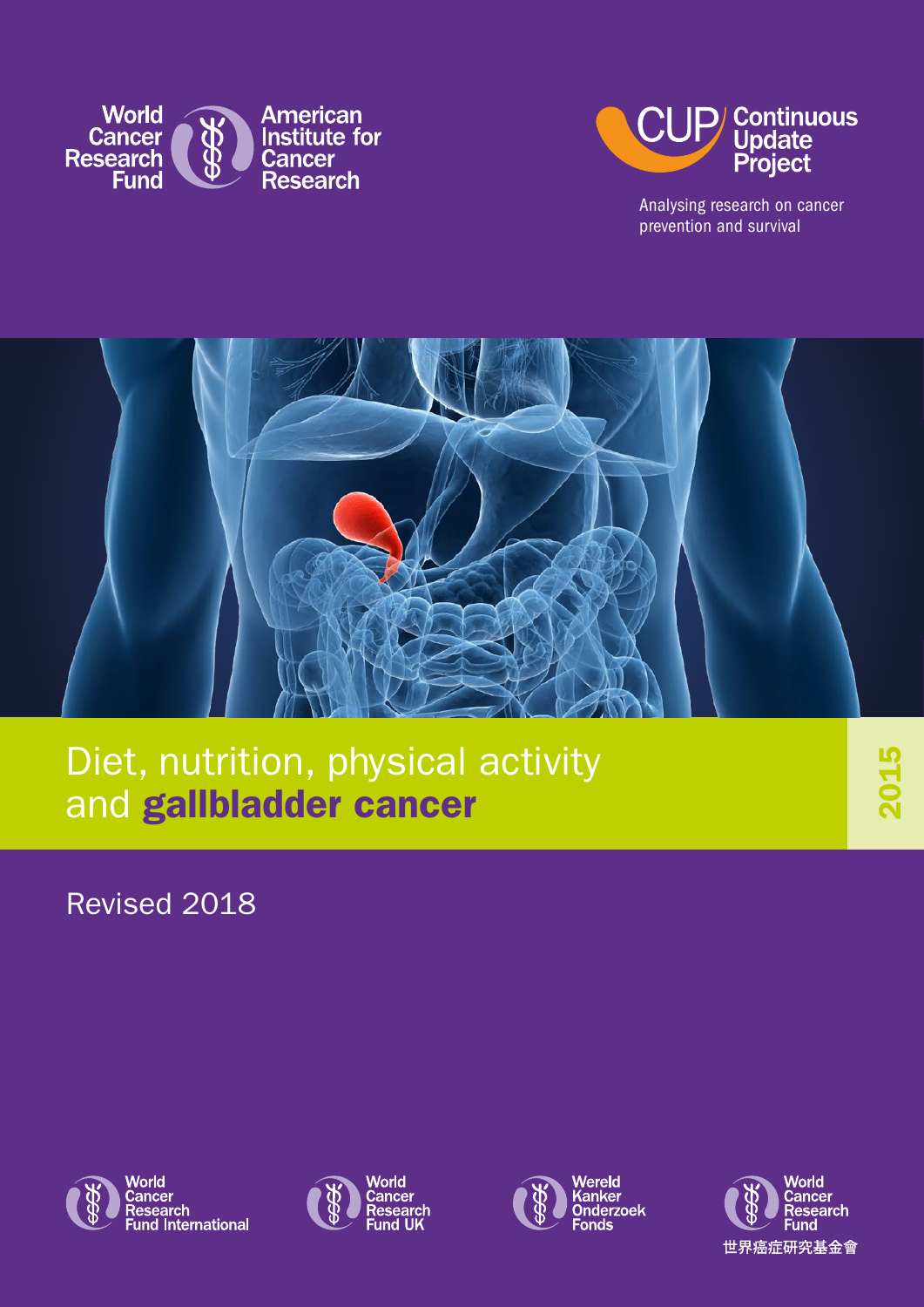World Cancer Research Fund

American Institute for Cancer Research

CUP Continuous Update Project

Analysing research on cancer prevention and survival

# Diet, nutrition, physical activity and gallbladder cancer

2015

Revised 2018

World Cancer Research Fund International

World Cancer Research Fund UK

Wereld Kanker Onderzoek Fonds

World Cancer Research Fund

世界癌症研究基金會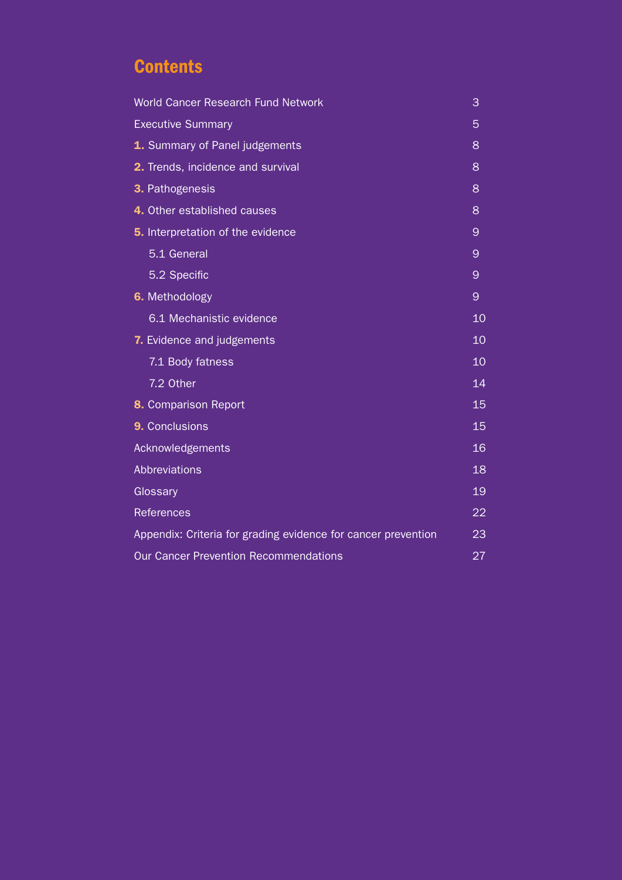# Contents

| | |
|---|---|
| World Cancer Research Fund Network | 3 |
| Executive Summary | 5 |
| **1.** Summary of Panel judgements | 8 |
| **2.** Trends, incidence and survival | 8 |
| **3.** Pathogenesis | 8 |
| **4.** Other established causes | 8 |
| **5.** Interpretation of the evidence | 9 |
| 5.1 General | 9 |
| 5.2 Specific | 9 |
| **6.** Methodology | 9 |
| 6.1 Mechanistic evidence | 10 |
| **7.** Evidence and judgements | 10 |
| 7.1 Body fatness | 10 |
| 7.2 Other | 14 |
| **8.** Comparison Report | 15 |
| **9.** Conclusions | 15 |
| Acknowledgements | 16 |
| Abbreviations | 18 |
| Glossary | 19 |
| References | 22 |
| Appendix: Criteria for grading evidence for cancer prevention | 23 |
| Our Cancer Prevention Recommendations | 27 |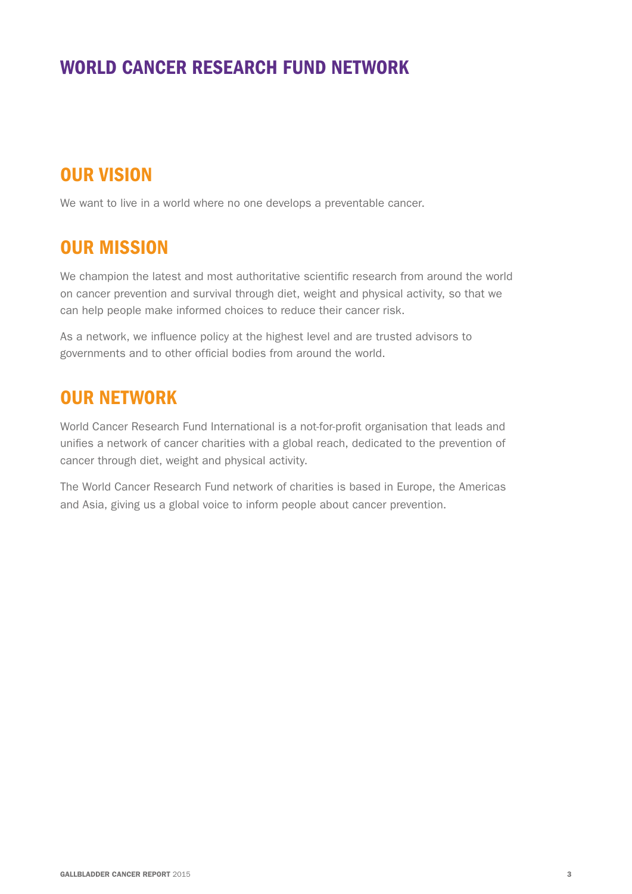# WORLD CANCER RESEARCH FUND NETWORK

## OUR VISION

We want to live in a world where no one develops a preventable cancer.

## OUR MISSION

We champion the latest and most authoritative scientific research from around the world on cancer prevention and survival through diet, weight and physical activity, so that we can help people make informed choices to reduce their cancer risk.

As a network, we influence policy at the highest level and are trusted advisors to governments and to other official bodies from around the world.

## OUR NETWORK

World Cancer Research Fund International is a not-for-profit organisation that leads and unifies a network of cancer charities with a global reach, dedicated to the prevention of cancer through diet, weight and physical activity.

The World Cancer Research Fund network of charities is based in Europe, the Americas and Asia, giving us a global voice to inform people about cancer prevention.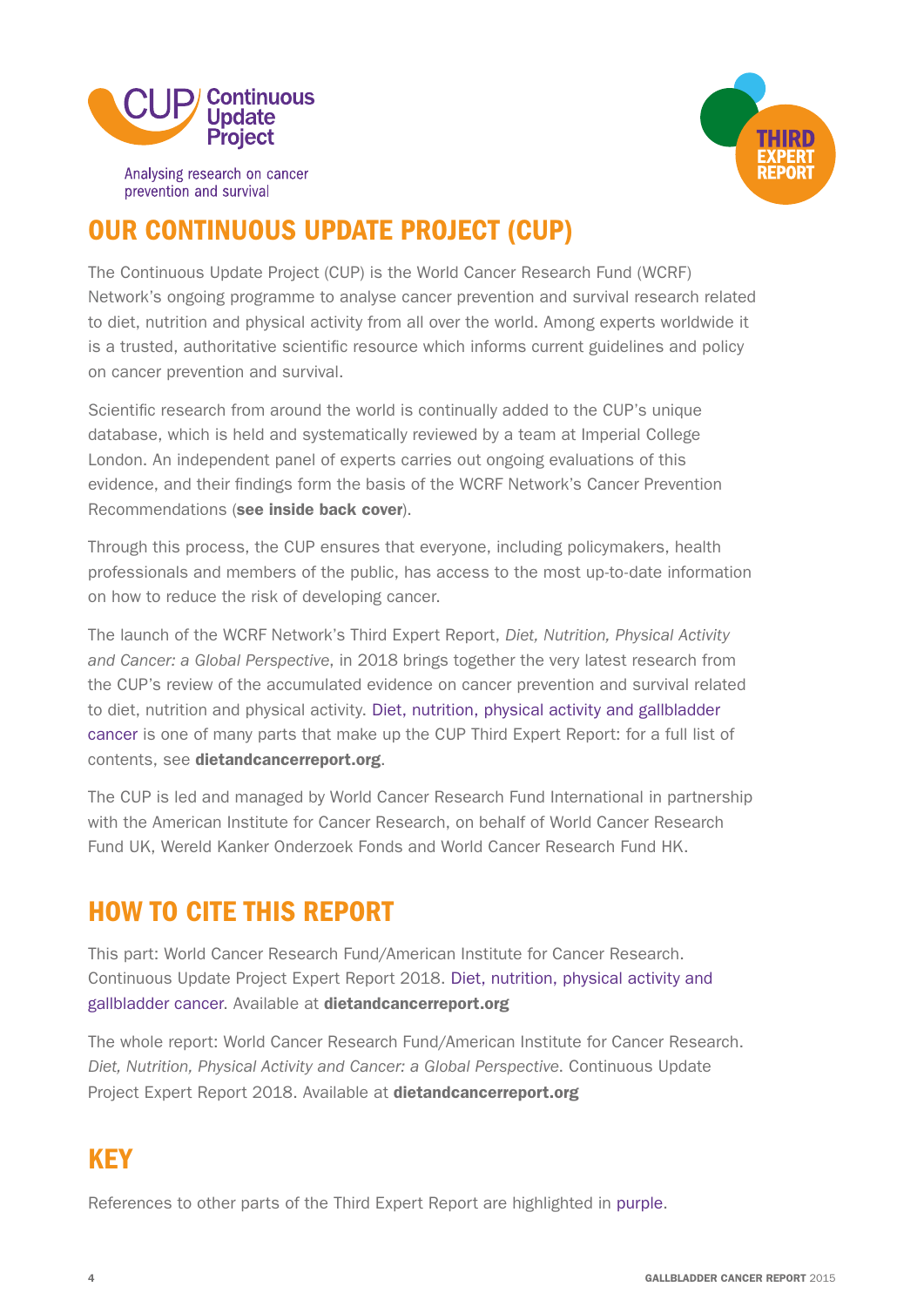# OUR CONTINUOUS UPDATE PROJECT (CUP)

The Continuous Update Project (CUP) is the World Cancer Research Fund (WCRF) Network's ongoing programme to analyse cancer prevention and survival research related to diet, nutrition and physical activity from all over the world. Among experts worldwide it is a trusted, authoritative scientific resource which informs current guidelines and policy on cancer prevention and survival.

Scientific research from around the world is continually added to the CUP's unique database, which is held and systematically reviewed by a team at Imperial College London. An independent panel of experts carries out ongoing evaluations of this evidence, and their findings form the basis of the WCRF Network's Cancer Prevention Recommendations (**see inside back cover**).

Through this process, the CUP ensures that everyone, including policymakers, health professionals and members of the public, has access to the most up-to-date information on how to reduce the risk of developing cancer.

The launch of the WCRF Network's Third Expert Report, *Diet, Nutrition, Physical Activity and Cancer: a Global Perspective*, in 2018 brings together the very latest research from the CUP's review of the accumulated evidence on cancer prevention and survival related to diet, nutrition and physical activity. Diet, nutrition, physical activity and gallbladder cancer is one of many parts that make up the CUP Third Expert Report: for a full list of contents, see **dietandcancerreport.org**.

The CUP is led and managed by World Cancer Research Fund International in partnership with the American Institute for Cancer Research, on behalf of World Cancer Research Fund UK, Wereld Kanker Onderzoek Fonds and World Cancer Research Fund HK.

# HOW TO CITE THIS REPORT

This part: World Cancer Research Fund/American Institute for Cancer Research. Continuous Update Project Expert Report 2018. Diet, nutrition, physical activity and gallbladder cancer. Available at **dietandcancerreport.org**

The whole report: World Cancer Research Fund/American Institute for Cancer Research. *Diet, Nutrition, Physical Activity and Cancer: a Global Perspective*. Continuous Update Project Expert Report 2018. Available at **dietandcancerreport.org**

# KEY

References to other parts of the Third Expert Report are highlighted in purple.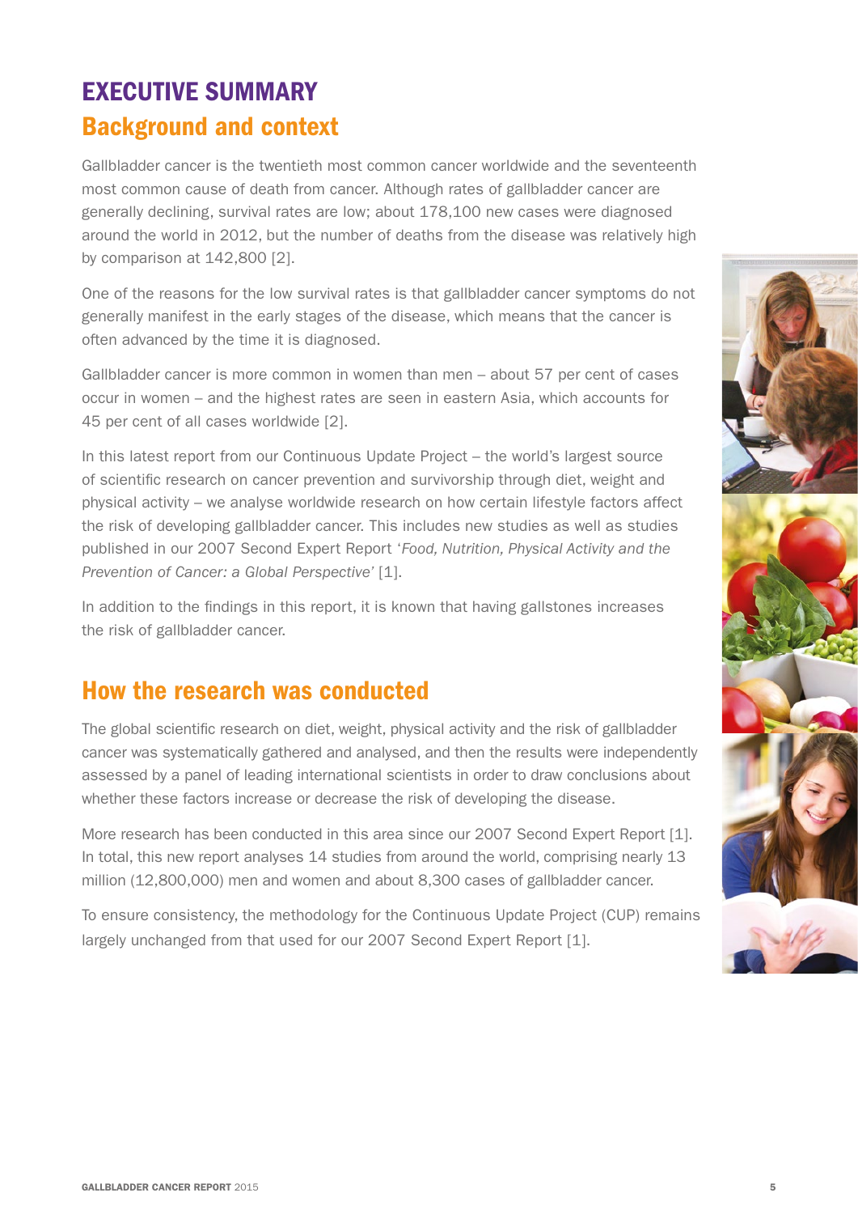# EXECUTIVE SUMMARY

## Background and context

Gallbladder cancer is the twentieth most common cancer worldwide and the seventeenth most common cause of death from cancer. Although rates of gallbladder cancer are generally declining, survival rates are low; about 178,100 new cases were diagnosed around the world in 2012, but the number of deaths from the disease was relatively high by comparison at 142,800 [2].

One of the reasons for the low survival rates is that gallbladder cancer symptoms do not generally manifest in the early stages of the disease, which means that the cancer is often advanced by the time it is diagnosed.

Gallbladder cancer is more common in women than men – about 57 per cent of cases occur in women – and the highest rates are seen in eastern Asia, which accounts for 45 per cent of all cases worldwide [2].

In this latest report from our Continuous Update Project – the world's largest source of scientific research on cancer prevention and survivorship through diet, weight and physical activity – we analyse worldwide research on how certain lifestyle factors affect the risk of developing gallbladder cancer. This includes new studies as well as studies published in our 2007 Second Expert Report '*Food, Nutrition, Physical Activity and the Prevention of Cancer: a Global Perspective'* [1].

In addition to the findings in this report, it is known that having gallstones increases the risk of gallbladder cancer.

## How the research was conducted

The global scientific research on diet, weight, physical activity and the risk of gallbladder cancer was systematically gathered and analysed, and then the results were independently assessed by a panel of leading international scientists in order to draw conclusions about whether these factors increase or decrease the risk of developing the disease.

More research has been conducted in this area since our 2007 Second Expert Report [1]. In total, this new report analyses 14 studies from around the world, comprising nearly 13 million (12,800,000) men and women and about 8,300 cases of gallbladder cancer.

To ensure consistency, the methodology for the Continuous Update Project (CUP) remains largely unchanged from that used for our 2007 Second Expert Report [1].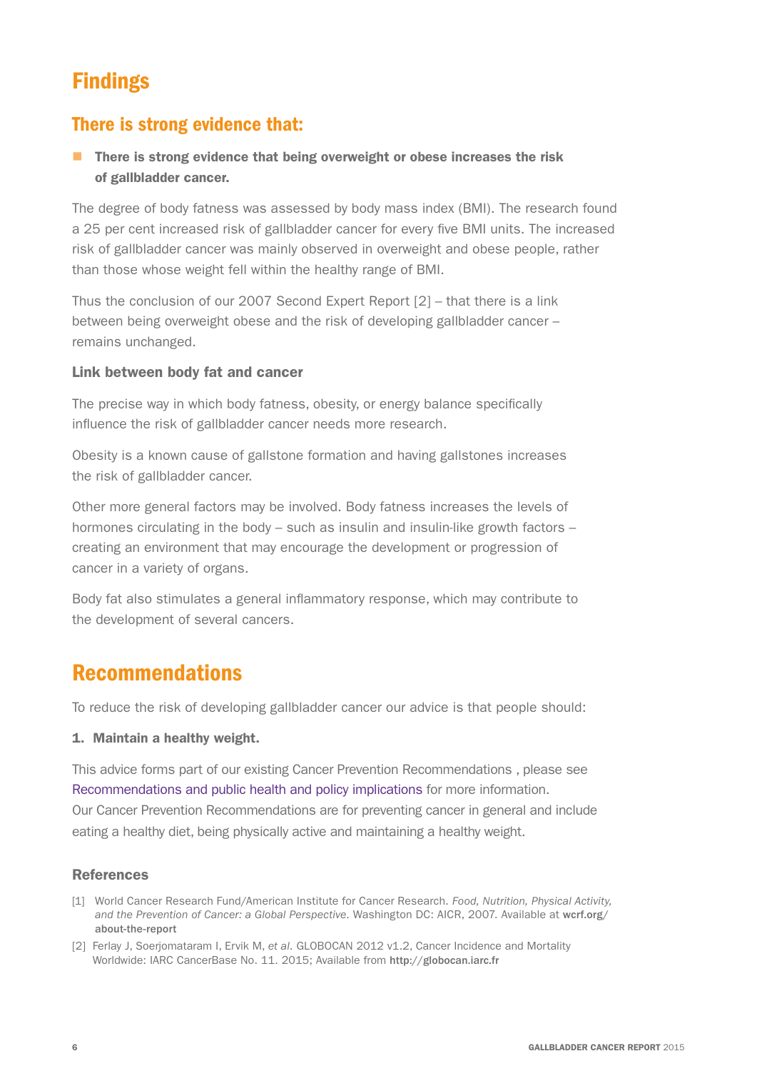# Findings

## There is strong evidence that:

- **There is strong evidence that being overweight or obese increases the risk of gallbladder cancer.**

The degree of body fatness was assessed by body mass index (BMI). The research found a 25 per cent increased risk of gallbladder cancer for every five BMI units. The increased risk of gallbladder cancer was mainly observed in overweight and obese people, rather than those whose weight fell within the healthy range of BMI.

Thus the conclusion of our 2007 Second Expert Report [2] – that there is a link between being overweight obese and the risk of developing gallbladder cancer – remains unchanged.

### Link between body fat and cancer

The precise way in which body fatness, obesity, or energy balance specifically influence the risk of gallbladder cancer needs more research.

Obesity is a known cause of gallstone formation and having gallstones increases the risk of gallbladder cancer.

Other more general factors may be involved. Body fatness increases the levels of hormones circulating in the body – such as insulin and insulin-like growth factors – creating an environment that may encourage the development or progression of cancer in a variety of organs.

Body fat also stimulates a general inflammatory response, which may contribute to the development of several cancers.

# Recommendations

To reduce the risk of developing gallbladder cancer our advice is that people should:

**1. Maintain a healthy weight.**

This advice forms part of our existing Cancer Prevention Recommendations , please see Recommendations and public health and policy implications for more information. Our Cancer Prevention Recommendations are for preventing cancer in general and include eating a healthy diet, being physically active and maintaining a healthy weight.

### References

[1] World Cancer Research Fund/American Institute for Cancer Research. *Food, Nutrition, Physical Activity, and the Prevention of Cancer: a Global Perspective.* Washington DC: AICR, 2007. Available at **wcrf.org/about-the-report**

[2] Ferlay J, Soerjomataram I, Ervik M, *et al.* GLOBOCAN 2012 v1.2, Cancer Incidence and Mortality Worldwide: IARC CancerBase No. 11. 2015; Available from **http://globocan.iarc.fr**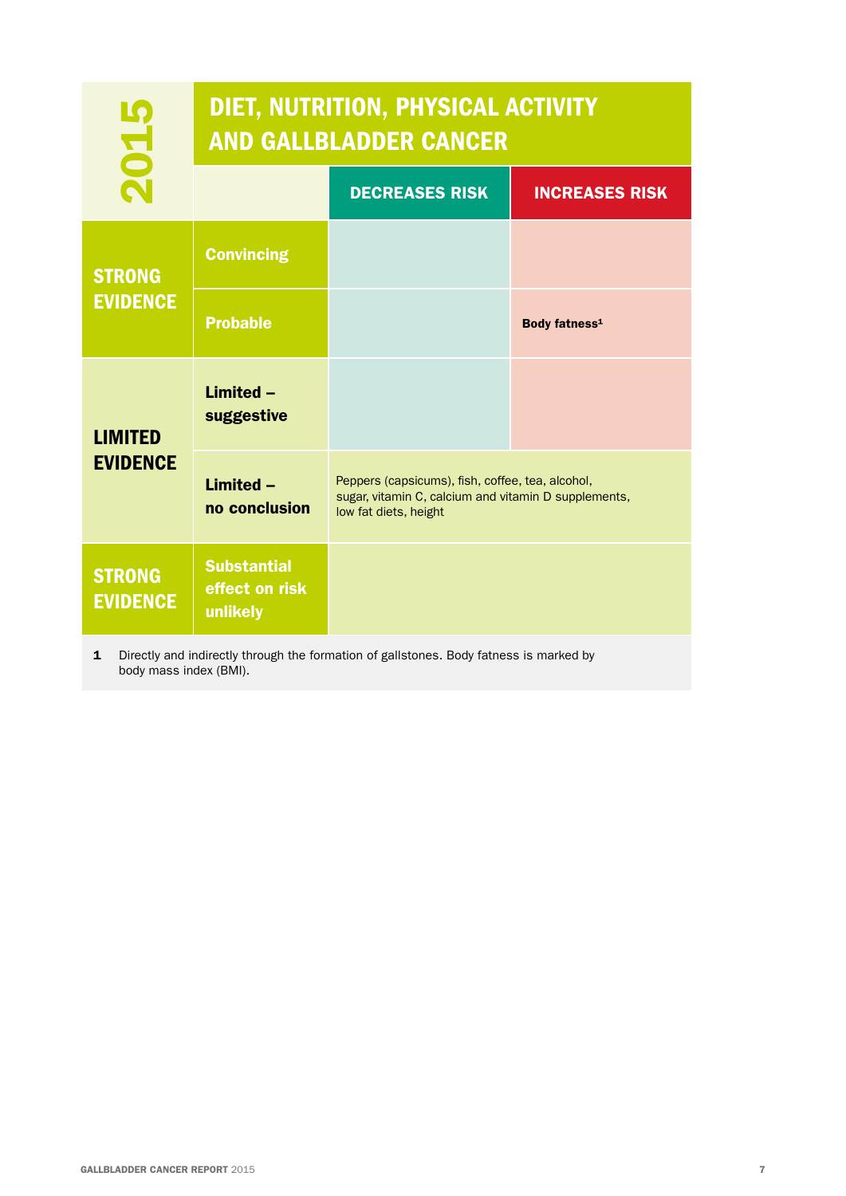# DIET, NUTRITION, PHYSICAL ACTIVITY AND GALLBLADDER CANCER

**2015**

| | | DECREASES RISK | INCREASES RISK |
|---|---|---|---|
| **STRONG EVIDENCE** | **Convincing** | | |
| | **Probable** | | **Body fatness[1]** |
| **LIMITED EVIDENCE** | **Limited – suggestive** | | |
| | **Limited – no conclusion** | Peppers (capsicums), fish, coffee, tea, alcohol, sugar, vitamin C, calcium and vitamin D supplements, low fat diets, height | |
| **STRONG EVIDENCE** | **Substantial effect on risk unlikely** | | |

**1** Directly and indirectly through the formation of gallstones. Body fatness is marked by body mass index (BMI).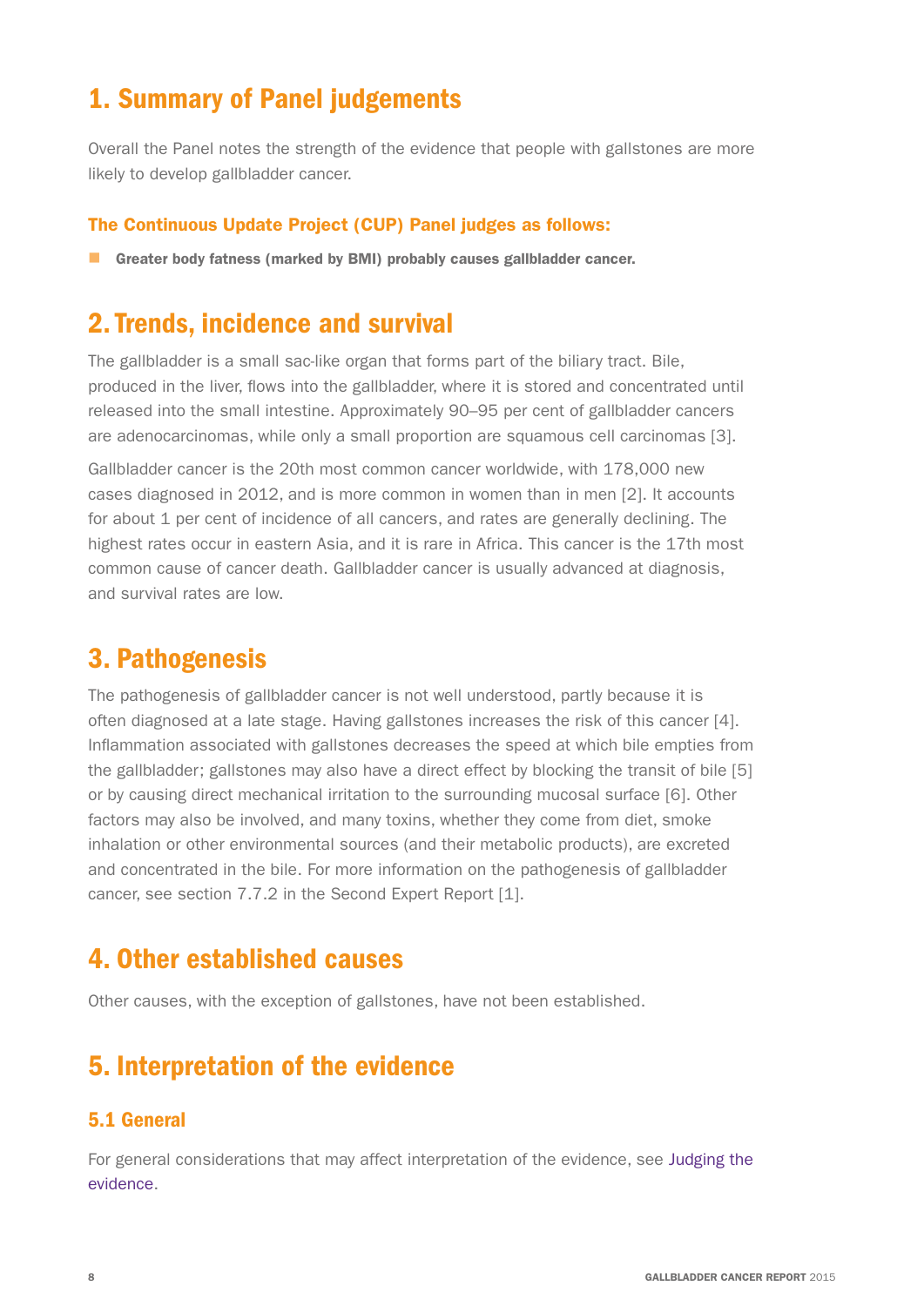## 1. Summary of Panel judgements

Overall the Panel notes the strength of the evidence that people with gallstones are more likely to develop gallbladder cancer.

### The Continuous Update Project (CUP) Panel judges as follows:

- **Greater body fatness (marked by BMI) probably causes gallbladder cancer.**

## 2. Trends, incidence and survival

The gallbladder is a small sac-like organ that forms part of the biliary tract. Bile, produced in the liver, flows into the gallbladder, where it is stored and concentrated until released into the small intestine. Approximately 90–95 per cent of gallbladder cancers are adenocarcinomas, while only a small proportion are squamous cell carcinomas [3].

Gallbladder cancer is the 20th most common cancer worldwide, with 178,000 new cases diagnosed in 2012, and is more common in women than in men [2]. It accounts for about 1 per cent of incidence of all cancers, and rates are generally declining. The highest rates occur in eastern Asia, and it is rare in Africa. This cancer is the 17th most common cause of cancer death. Gallbladder cancer is usually advanced at diagnosis, and survival rates are low.

## 3. Pathogenesis

The pathogenesis of gallbladder cancer is not well understood, partly because it is often diagnosed at a late stage. Having gallstones increases the risk of this cancer [4]. Inflammation associated with gallstones decreases the speed at which bile empties from the gallbladder; gallstones may also have a direct effect by blocking the transit of bile [5] or by causing direct mechanical irritation to the surrounding mucosal surface [6]. Other factors may also be involved, and many toxins, whether they come from diet, smoke inhalation or other environmental sources (and their metabolic products), are excreted and concentrated in the bile. For more information on the pathogenesis of gallbladder cancer, see section 7.7.2 in the Second Expert Report [1].

## 4. Other established causes

Other causes, with the exception of gallstones, have not been established.

## 5. Interpretation of the evidence

### 5.1 General

For general considerations that may affect interpretation of the evidence, see Judging the evidence.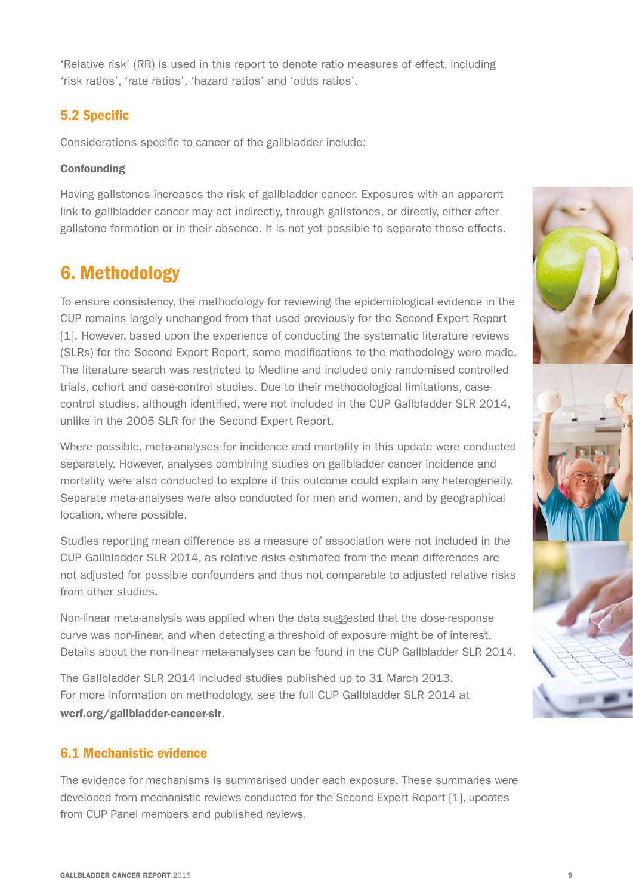'Relative risk' (RR) is used in this report to denote ratio measures of effect, including 'risk ratios', 'rate ratios', 'hazard ratios' and 'odds ratios'.

## 5.2 Specific

Considerations specific to cancer of the gallbladder include:

**Confounding**

Having gallstones increases the risk of gallbladder cancer. Exposures with an apparent link to gallbladder cancer may act indirectly, through gallstones, or directly, either after gallstone formation or in their absence. It is not yet possible to separate these effects.

# 6. Methodology

To ensure consistency, the methodology for reviewing the epidemiological evidence in the CUP remains largely unchanged from that used previously for the Second Expert Report [1]. However, based upon the experience of conducting the systematic literature reviews (SLRs) for the Second Expert Report, some modifications to the methodology were made. The literature search was restricted to Medline and included only randomised controlled trials, cohort and case-control studies. Due to their methodological limitations, case-control studies, although identified, were not included in the CUP Gallbladder SLR 2014, unlike in the 2005 SLR for the Second Expert Report.

Where possible, meta-analyses for incidence and mortality in this update were conducted separately. However, analyses combining studies on gallbladder cancer incidence and mortality were also conducted to explore if this outcome could explain any heterogeneity. Separate meta-analyses were also conducted for men and women, and by geographical location, where possible.

Studies reporting mean difference as a measure of association were not included in the CUP Gallbladder SLR 2014, as relative risks estimated from the mean differences are not adjusted for possible confounders and thus not comparable to adjusted relative risks from other studies.

Non-linear meta-analysis was applied when the data suggested that the dose-response curve was non-linear, and when detecting a threshold of exposure might be of interest. Details about the non-linear meta-analyses can be found in the CUP Gallbladder SLR 2014.

The Gallbladder SLR 2014 included studies published up to 31 March 2013. For more information on methodology, see the full CUP Gallbladder SLR 2014 at **wcrf.org/gallbladder-cancer-slr**.

## 6.1 Mechanistic evidence

The evidence for mechanisms is summarised under each exposure. These summaries were developed from mechanistic reviews conducted for the Second Expert Report [1], updates from CUP Panel members and published reviews.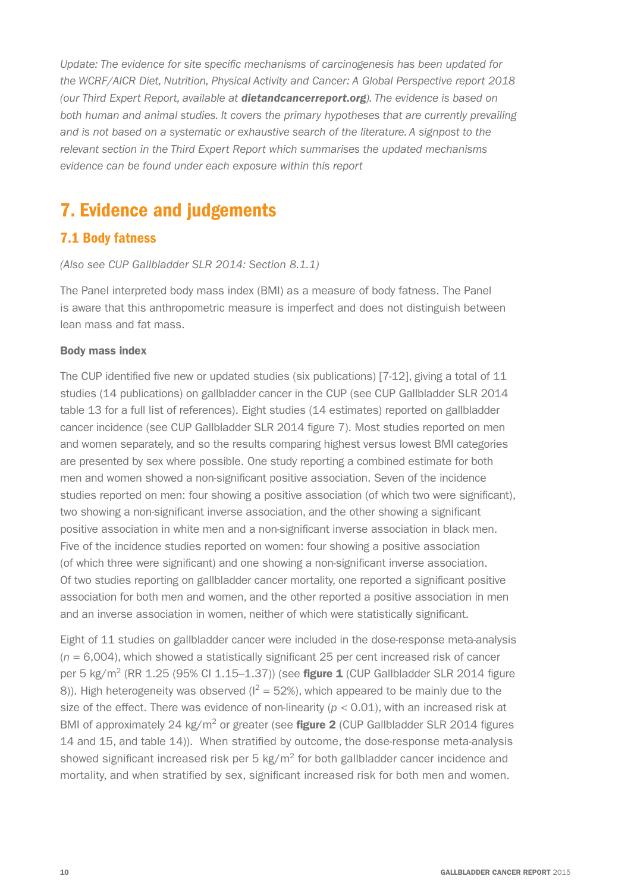*Update: The evidence for site specific mechanisms of carcinogenesis has been updated for the WCRF/AICR Diet, Nutrition, Physical Activity and Cancer: A Global Perspective report 2018 (our Third Expert Report, available at **dietandcancerreport.org**). The evidence is based on both human and animal studies. It covers the primary hypotheses that are currently prevailing and is not based on a systematic or exhaustive search of the literature. A signpost to the relevant section in the Third Expert Report which summarises the updated mechanisms evidence can be found under each exposure within this report*

# 7. Evidence and judgements

## 7.1 Body fatness

*(Also see CUP Gallbladder SLR 2014: Section 8.1.1)*

The Panel interpreted body mass index (BMI) as a measure of body fatness. The Panel is aware that this anthropometric measure is imperfect and does not distinguish between lean mass and fat mass.

### Body mass index

The CUP identified five new or updated studies (six publications) [7-12], giving a total of 11 studies (14 publications) on gallbladder cancer in the CUP (see CUP Gallbladder SLR 2014 table 13 for a full list of references). Eight studies (14 estimates) reported on gallbladder cancer incidence (see CUP Gallbladder SLR 2014 figure 7). Most studies reported on men and women separately, and so the results comparing highest versus lowest BMI categories are presented by sex where possible. One study reporting a combined estimate for both men and women showed a non-significant positive association. Seven of the incidence studies reported on men: four showing a positive association (of which two were significant), two showing a non-significant inverse association, and the other showing a significant positive association in white men and a non-significant inverse association in black men. Five of the incidence studies reported on women: four showing a positive association (of which three were significant) and one showing a non-significant inverse association. Of two studies reporting on gallbladder cancer mortality, one reported a significant positive association for both men and women, and the other reported a positive association in men and an inverse association in women, neither of which were statistically significant.

Eight of 11 studies on gallbladder cancer were included in the dose-response meta-analysis ($n$ = 6,004), which showed a statistically significant 25 per cent increased risk of cancer per 5 kg/m$^2$ (RR 1.25 (95% CI 1.15–1.37)) (see **figure 1** (CUP Gallbladder SLR 2014 figure 8)). High heterogeneity was observed ($I^2$ = 52%), which appeared to be mainly due to the size of the effect. There was evidence of non-linearity ($p < 0.01$), with an increased risk at BMI of approximately 24 kg/m$^2$ or greater (see **figure 2** (CUP Gallbladder SLR 2014 figures 14 and 15, and table 14)). When stratified by outcome, the dose-response meta-analysis showed significant increased risk per 5 kg/m$^2$ for both gallbladder cancer incidence and mortality, and when stratified by sex, significant increased risk for both men and women.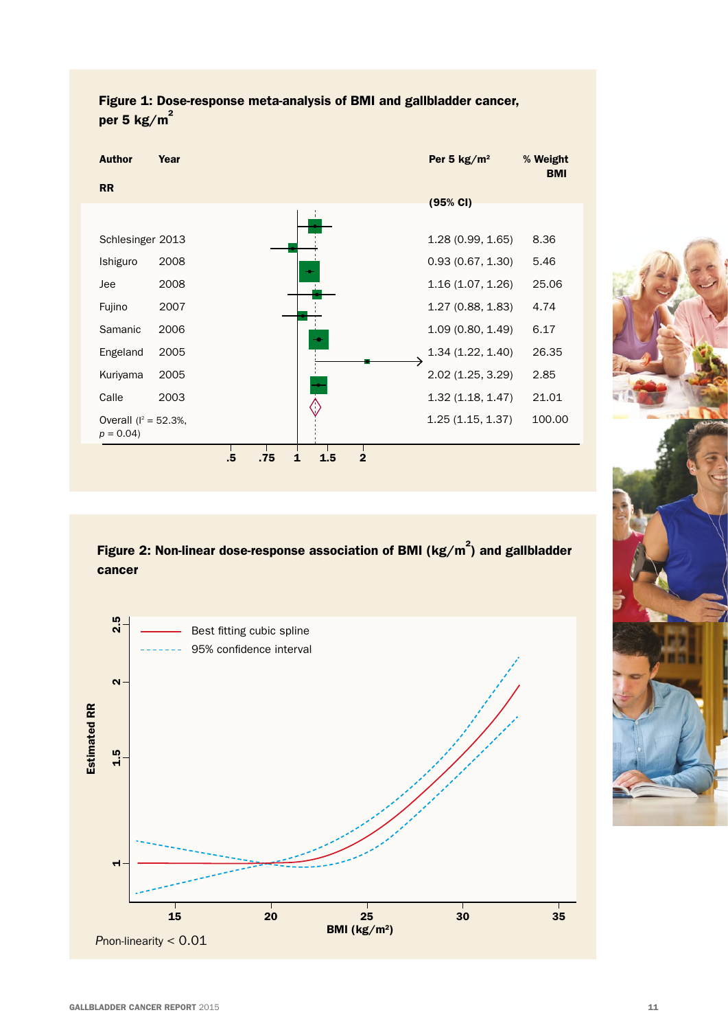**Figure 1: Dose-response meta-analysis of BMI and gallbladder cancer, per 5 kg/m²**

| Author | Year | Per 5 kg/m² RR (95% CI) | % Weight BMI |
|---|---|---|---|
| Schlesinger | 2013 | 1.28 (0.99, 1.65) | 8.36 |
| Ishiguro | 2008 | 0.93 (0.67, 1.30) | 5.46 |
| Jee | 2008 | 1.16 (1.07, 1.26) | 25.06 |
| Fujino | 2007 | 1.27 (0.88, 1.83) | 4.74 |
| Samanic | 2006 | 1.09 (0.80, 1.49) | 6.17 |
| Engeland | 2005 | 1.34 (1.22, 1.40) | 26.35 |
| Kuriyama | 2005 | 2.02 (1.25, 3.29) | 2.85 |
| Calle | 2003 | 1.32 (1.18, 1.47) | 21.01 |
| Overall ($I^2$ = 52.3%, $p$ = 0.04) | | 1.25 (1.15, 1.37) | 100.00 |

**Figure 2: Non-linear dose-response association of BMI (kg/m²) and gallbladder cancer**

*P*non-linearity < 0.01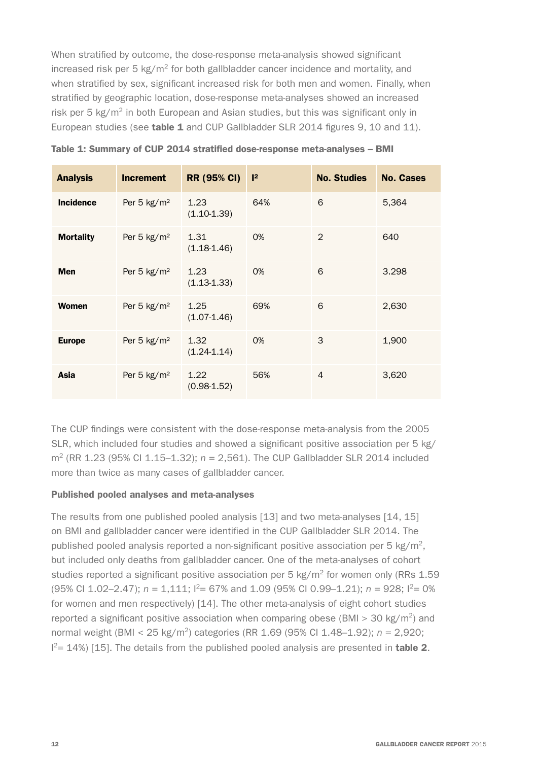When stratified by outcome, the dose-response meta-analysis showed significant increased risk per 5 kg/m$^2$ for both gallbladder cancer incidence and mortality, and when stratified by sex, significant increased risk for both men and women. Finally, when stratified by geographic location, dose-response meta-analyses showed an increased risk per 5 kg/m$^2$ in both European and Asian studies, but this was significant only in European studies (see **table 1** and CUP Gallbladder SLR 2014 figures 9, 10 and 11).

**Table 1: Summary of CUP 2014 stratified dose-response meta-analyses – BMI**

| Analysis | Increment | RR (95% CI) | I² | No. Studies | No. Cases |
|---|---|---|---|---|---|
| **Incidence** | Per 5 kg/m² | 1.23 (1.10-1.39) | 64% | 6 | 5,364 |
| **Mortality** | Per 5 kg/m² | 1.31 (1.18-1.46) | 0% | 2 | 640 |
| **Men** | Per 5 kg/m² | 1.23 (1.13-1.33) | 0% | 6 | 3.298 |
| **Women** | Per 5 kg/m² | 1.25 (1.07-1.46) | 69% | 6 | 2,630 |
| **Europe** | Per 5 kg/m² | 1.32 (1.24-1.14) | 0% | 3 | 1,900 |
| **Asia** | Per 5 kg/m² | 1.22 (0.98-1.52) | 56% | 4 | 3,620 |

The CUP findings were consistent with the dose-response meta-analysis from the 2005 SLR, which included four studies and showed a significant positive association per 5 kg/m$^2$ (RR 1.23 (95% CI 1.15–1.32); *n* = 2,561). The CUP Gallbladder SLR 2014 included more than twice as many cases of gallbladder cancer.

**Published pooled analyses and meta-analyses**

The results from one published pooled analysis [13] and two meta-analyses [14, 15] on BMI and gallbladder cancer were identified in the CUP Gallbladder SLR 2014. The published pooled analysis reported a non-significant positive association per 5 kg/m$^2$, but included only deaths from gallbladder cancer. One of the meta-analyses of cohort studies reported a significant positive association per 5 kg/m$^2$ for women only (RRs 1.59 (95% CI 1.02–2.47); *n* = 1,111; $I^2$= 67% and 1.09 (95% CI 0.99–1.21); *n* = 928; $I^2$= 0% for women and men respectively) [14]. The other meta-analysis of eight cohort studies reported a significant positive association when comparing obese (BMI > 30 kg/m$^2$) and normal weight (BMI < 25 kg/m$^2$) categories (RR 1.69 (95% CI 1.48–1.92); *n* = 2,920; $I^2$= 14%) [15]. The details from the published pooled analysis are presented in **table 2**.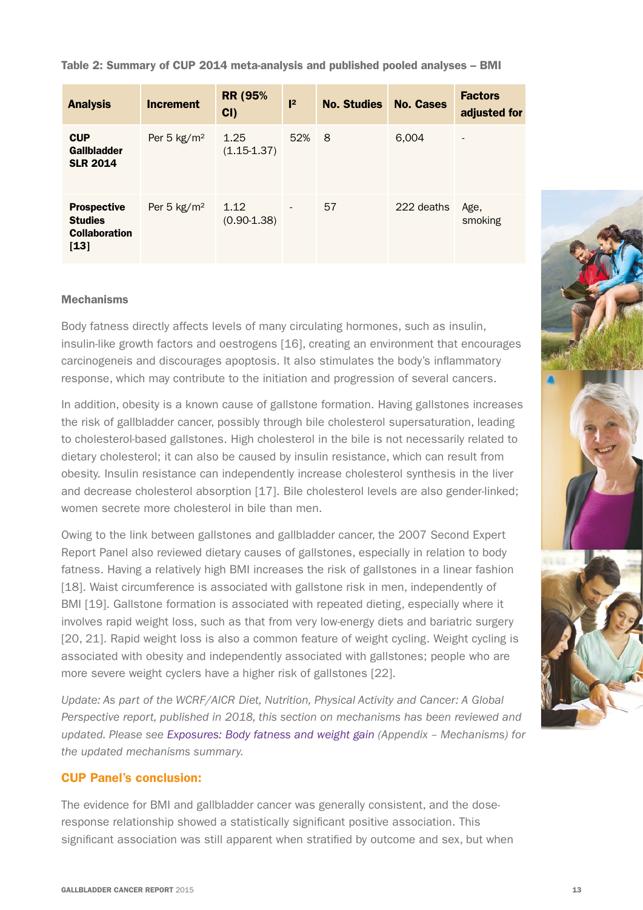**Table 2: Summary of CUP 2014 meta-analysis and published pooled analyses – BMI**

| Analysis | Increment | RR (95% CI) | $I^2$ | No. Studies | No. Cases | Factors adjusted for |
|---|---|---|---|---|---|---|
| **CUP Gallbladder SLR 2014** | Per 5 kg/m² | 1.25 (1.15-1.37) | 52% | 8 | 6,004 | - |
| **Prospective Studies Collaboration [13]** | Per 5 kg/m² | 1.12 (0.90-1.38) | - | 57 | 222 deaths | Age, smoking |

### Mechanisms

Body fatness directly affects levels of many circulating hormones, such as insulin, insulin-like growth factors and oestrogens [16], creating an environment that encourages carcinogeneis and discourages apoptosis. It also stimulates the body's inflammatory response, which may contribute to the initiation and progression of several cancers.

In addition, obesity is a known cause of gallstone formation. Having gallstones increases the risk of gallbladder cancer, possibly through bile cholesterol supersaturation, leading to cholesterol-based gallstones. High cholesterol in the bile is not necessarily related to dietary cholesterol; it can also be caused by insulin resistance, which can result from obesity. Insulin resistance can independently increase cholesterol synthesis in the liver and decrease cholesterol absorption [17]. Bile cholesterol levels are also gender-linked; women secrete more cholesterol in bile than men.

Owing to the link between gallstones and gallbladder cancer, the 2007 Second Expert Report Panel also reviewed dietary causes of gallstones, especially in relation to body fatness. Having a relatively high BMI increases the risk of gallstones in a linear fashion [18]. Waist circumference is associated with gallstone risk in men, independently of BMI [19]. Gallstone formation is associated with repeated dieting, especially where it involves rapid weight loss, such as that from very low-energy diets and bariatric surgery [20, 21]. Rapid weight loss is also a common feature of weight cycling. Weight cycling is associated with obesity and independently associated with gallstones; people who are more severe weight cyclers have a higher risk of gallstones [22].

*Update: As part of the WCRF/AICR Diet, Nutrition, Physical Activity and Cancer: A Global Perspective report, published in 2018, this section on mechanisms has been reviewed and updated. Please see Exposures: Body fatness and weight gain (Appendix – Mechanisms) for the updated mechanisms summary.*

### CUP Panel's conclusion:

The evidence for BMI and gallbladder cancer was generally consistent, and the dose-response relationship showed a statistically significant positive association. This significant association was still apparent when stratified by outcome and sex, but when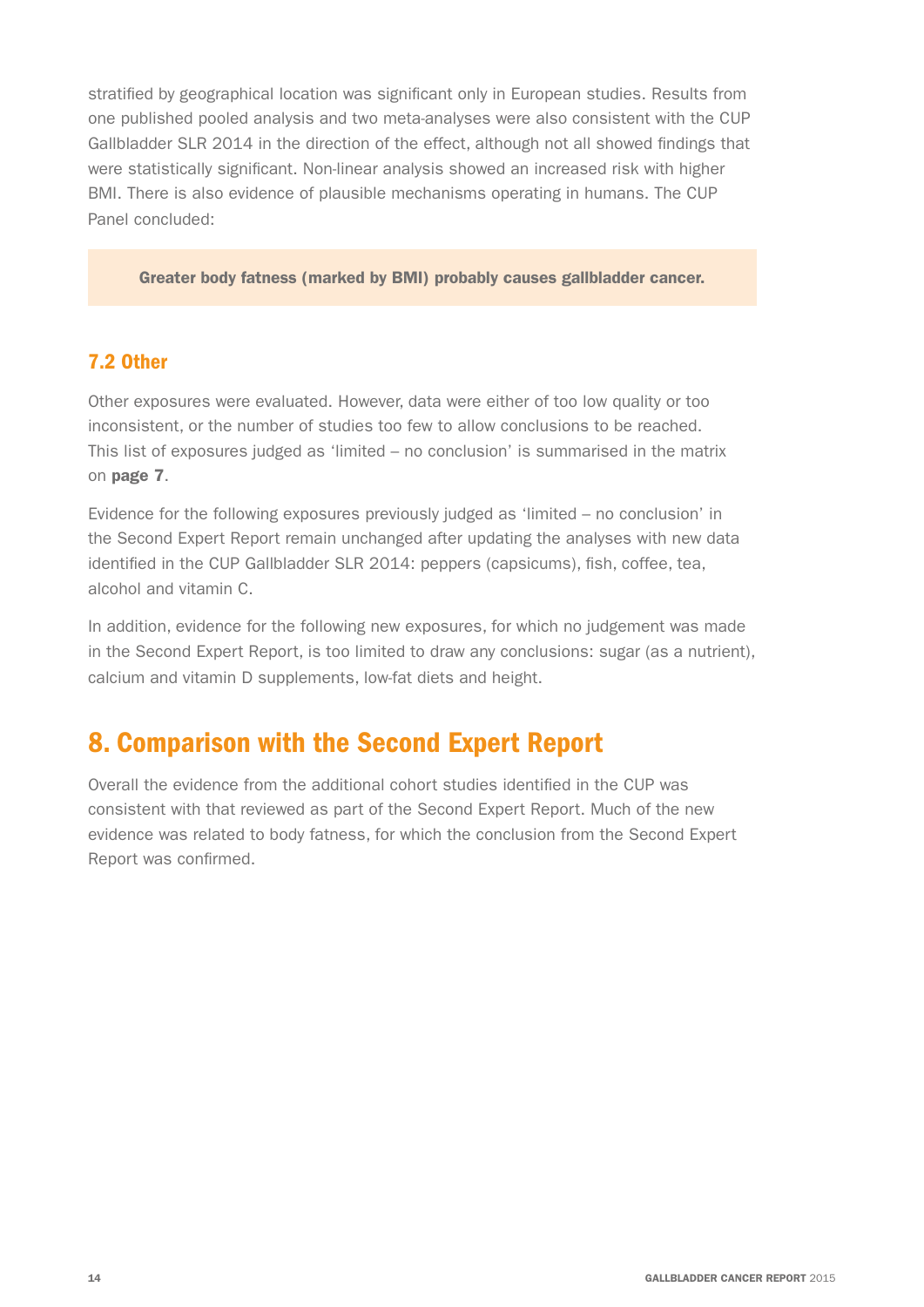stratified by geographical location was significant only in European studies. Results from one published pooled analysis and two meta-analyses were also consistent with the CUP Gallbladder SLR 2014 in the direction of the effect, although not all showed findings that were statistically significant. Non-linear analysis showed an increased risk with higher BMI. There is also evidence of plausible mechanisms operating in humans. The CUP Panel concluded:

> **Greater body fatness (marked by BMI) probably causes gallbladder cancer.**

### 7.2 Other

Other exposures were evaluated. However, data were either of too low quality or too inconsistent, or the number of studies too few to allow conclusions to be reached. This list of exposures judged as 'limited – no conclusion' is summarised in the matrix on **page 7**.

Evidence for the following exposures previously judged as 'limited – no conclusion' in the Second Expert Report remain unchanged after updating the analyses with new data identified in the CUP Gallbladder SLR 2014: peppers (capsicums), fish, coffee, tea, alcohol and vitamin C.

In addition, evidence for the following new exposures, for which no judgement was made in the Second Expert Report, is too limited to draw any conclusions: sugar (as a nutrient), calcium and vitamin D supplements, low-fat diets and height.

## 8. Comparison with the Second Expert Report

Overall the evidence from the additional cohort studies identified in the CUP was consistent with that reviewed as part of the Second Expert Report. Much of the new evidence was related to body fatness, for which the conclusion from the Second Expert Report was confirmed.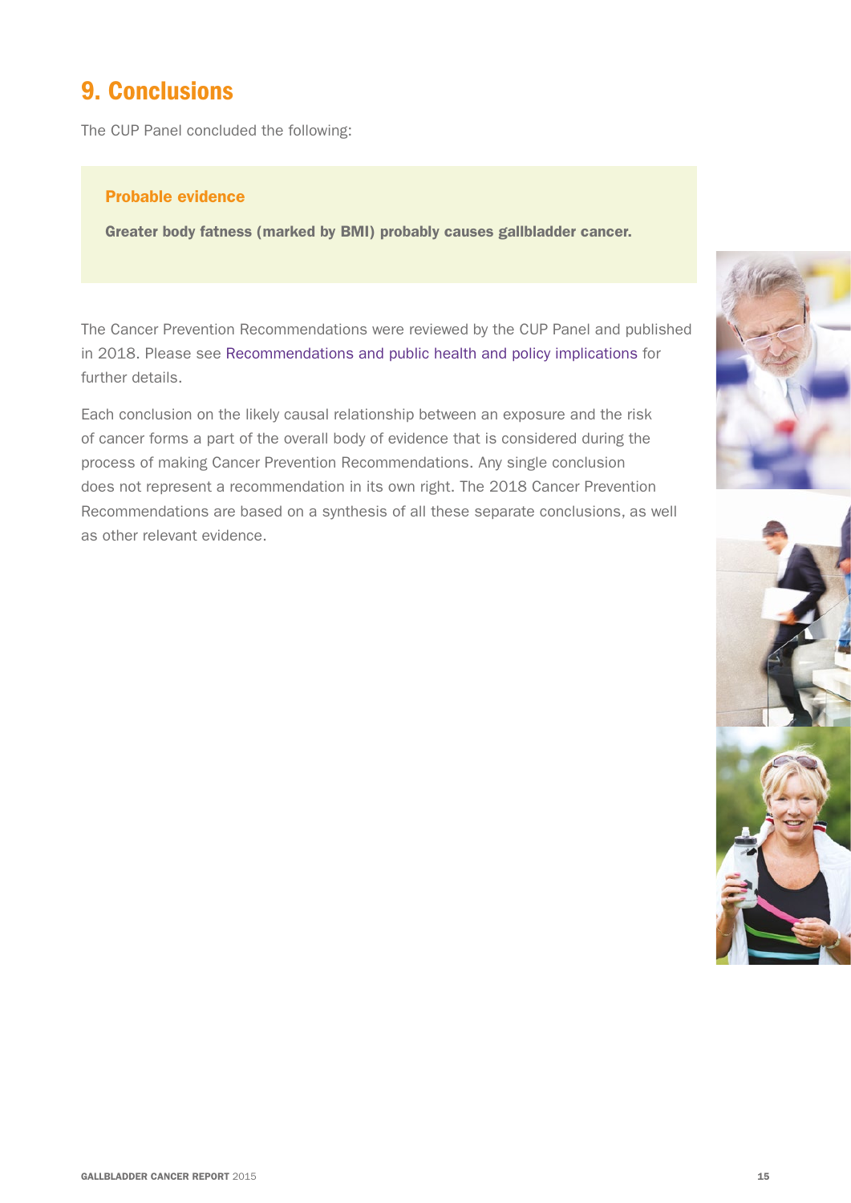## 9. Conclusions

The CUP Panel concluded the following:

**Probable evidence**

**Greater body fatness (marked by BMI) probably causes gallbladder cancer.**

The Cancer Prevention Recommendations were reviewed by the CUP Panel and published in 2018. Please see Recommendations and public health and policy implications for further details.

Each conclusion on the likely causal relationship between an exposure and the risk of cancer forms a part of the overall body of evidence that is considered during the process of making Cancer Prevention Recommendations. Any single conclusion does not represent a recommendation in its own right. The 2018 Cancer Prevention Recommendations are based on a synthesis of all these separate conclusions, as well as other relevant evidence.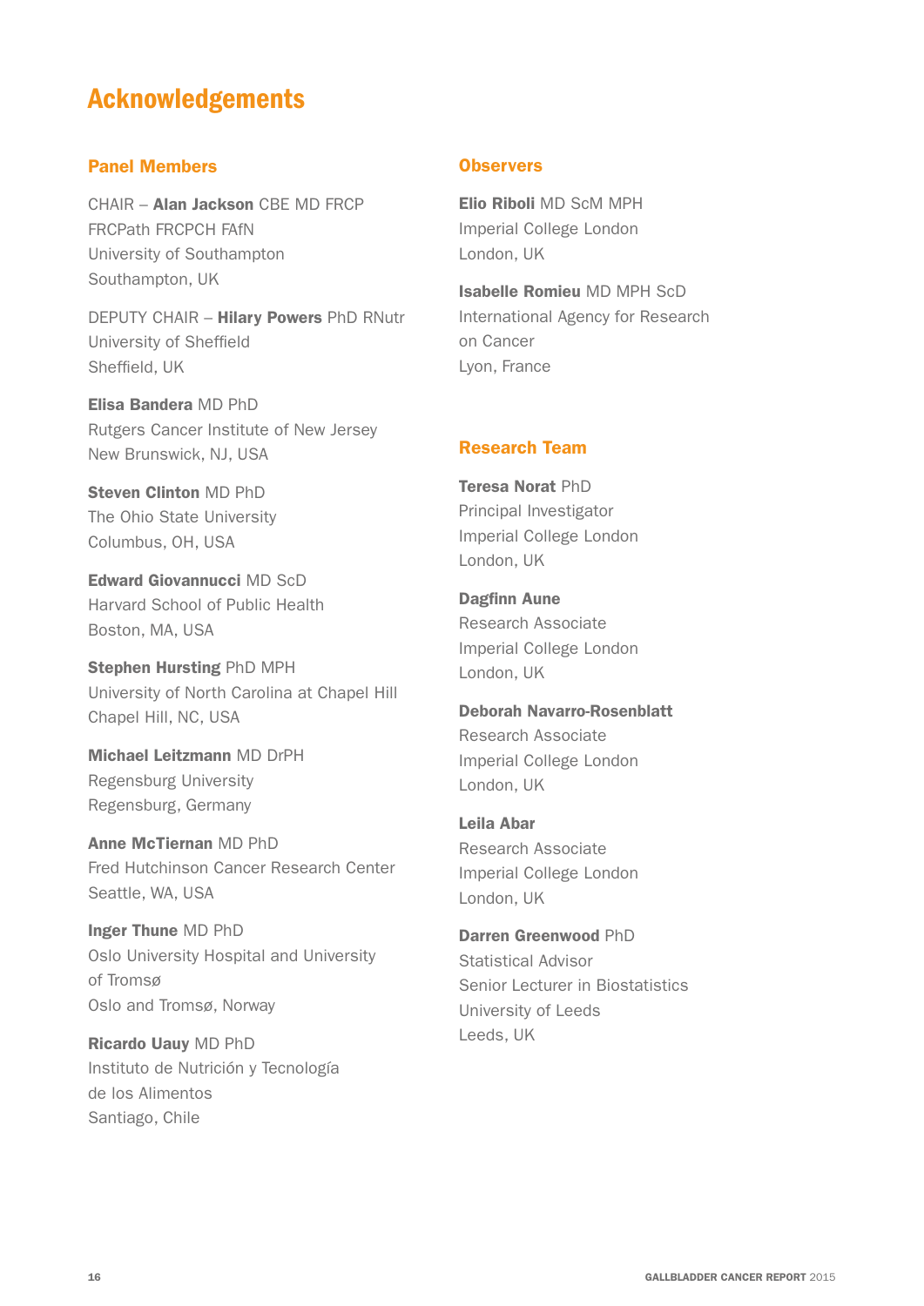# Acknowledgements

## Panel Members

CHAIR – **Alan Jackson** CBE MD FRCP FRCPath FRCPCH FAfN
University of Southampton
Southampton, UK

DEPUTY CHAIR – **Hilary Powers** PhD RNutr
University of Sheffield
Sheffield, UK

**Elisa Bandera** MD PhD
Rutgers Cancer Institute of New Jersey
New Brunswick, NJ, USA

**Steven Clinton** MD PhD
The Ohio State University
Columbus, OH, USA

**Edward Giovannucci** MD ScD
Harvard School of Public Health
Boston, MA, USA

**Stephen Hursting** PhD MPH
University of North Carolina at Chapel Hill
Chapel Hill, NC, USA

**Michael Leitzmann** MD DrPH
Regensburg University
Regensburg, Germany

**Anne McTiernan** MD PhD
Fred Hutchinson Cancer Research Center
Seattle, WA, USA

**Inger Thune** MD PhD
Oslo University Hospital and University of Tromsø
Oslo and Tromsø, Norway

**Ricardo Uauy** MD PhD
Instituto de Nutrición y Tecnología de los Alimentos
Santiago, Chile

## Observers

**Elio Riboli** MD ScM MPH
Imperial College London
London, UK

**Isabelle Romieu** MD MPH ScD
International Agency for Research on Cancer
Lyon, France

## Research Team

**Teresa Norat** PhD
Principal Investigator
Imperial College London
London, UK

**Dagfinn Aune**
Research Associate
Imperial College London
London, UK

**Deborah Navarro-Rosenblatt**
Research Associate
Imperial College London
London, UK

**Leila Abar**
Research Associate
Imperial College London
London, UK

**Darren Greenwood** PhD
Statistical Advisor
Senior Lecturer in Biostatistics
University of Leeds
Leeds, UK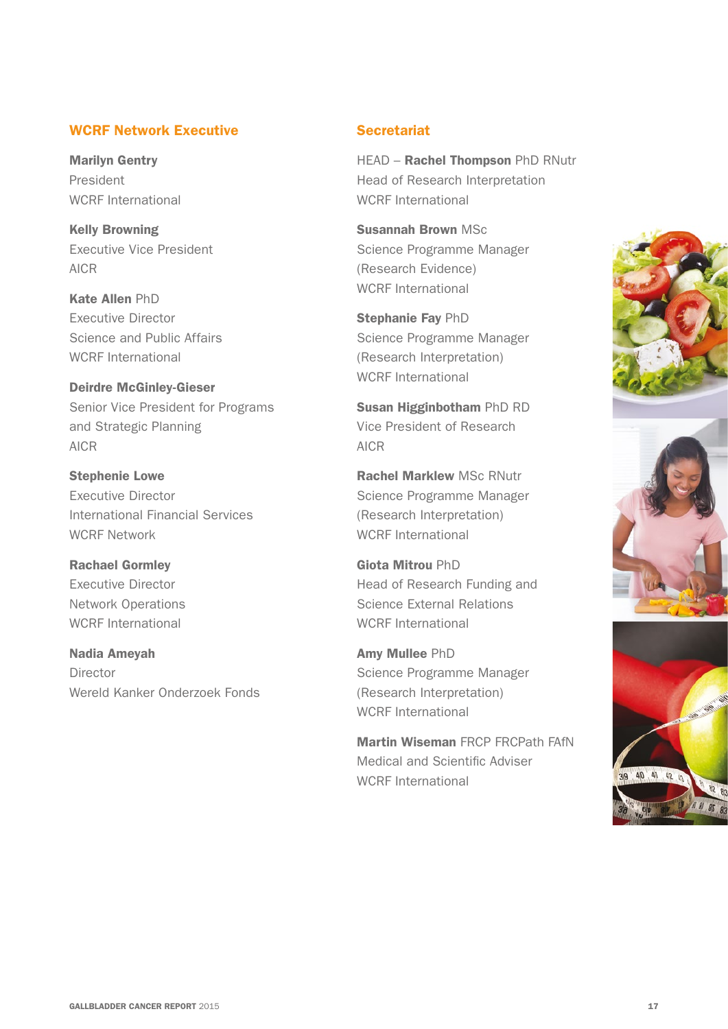## WCRF Network Executive

**Marilyn Gentry**
President
WCRF International

**Kelly Browning**
Executive Vice President
AICR

**Kate Allen** PhD
Executive Director
Science and Public Affairs
WCRF International

**Deirdre McGinley-Gieser**
Senior Vice President for Programs and Strategic Planning
AICR

**Stephenie Lowe**
Executive Director
International Financial Services
WCRF Network

**Rachael Gormley**
Executive Director
Network Operations
WCRF International

**Nadia Ameyah**
Director
Wereld Kanker Onderzoek Fonds

## Secretariat

HEAD – **Rachel Thompson** PhD RNutr
Head of Research Interpretation
WCRF International

**Susannah Brown** MSc
Science Programme Manager (Research Evidence)
WCRF International

**Stephanie Fay** PhD
Science Programme Manager (Research Interpretation)
WCRF International

**Susan Higginbotham** PhD RD
Vice President of Research
AICR

**Rachel Marklew** MSc RNutr
Science Programme Manager (Research Interpretation)
WCRF International

**Giota Mitrou** PhD
Head of Research Funding and Science External Relations
WCRF International

**Amy Mullee** PhD
Science Programme Manager (Research Interpretation)
WCRF International

**Martin Wiseman** FRCP FRCPath FAfN
Medical and Scientific Adviser
WCRF International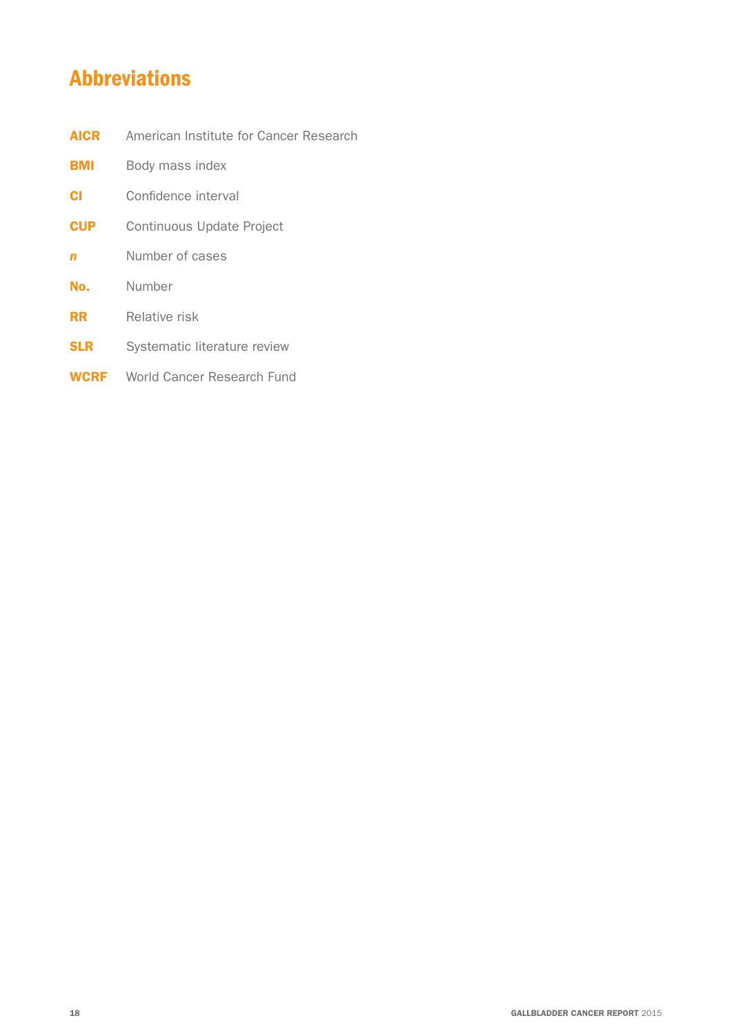# Abbreviations

| | |
|---|---|
| **AICR** | American Institute for Cancer Research |
| **BMI** | Body mass index |
| **CI** | Confidence interval |
| **CUP** | Continuous Update Project |
| ***n*** | Number of cases |
| **No.** | Number |
| **RR** | Relative risk |
| **SLR** | Systematic literature review |
| **WCRF** | World Cancer Research Fund |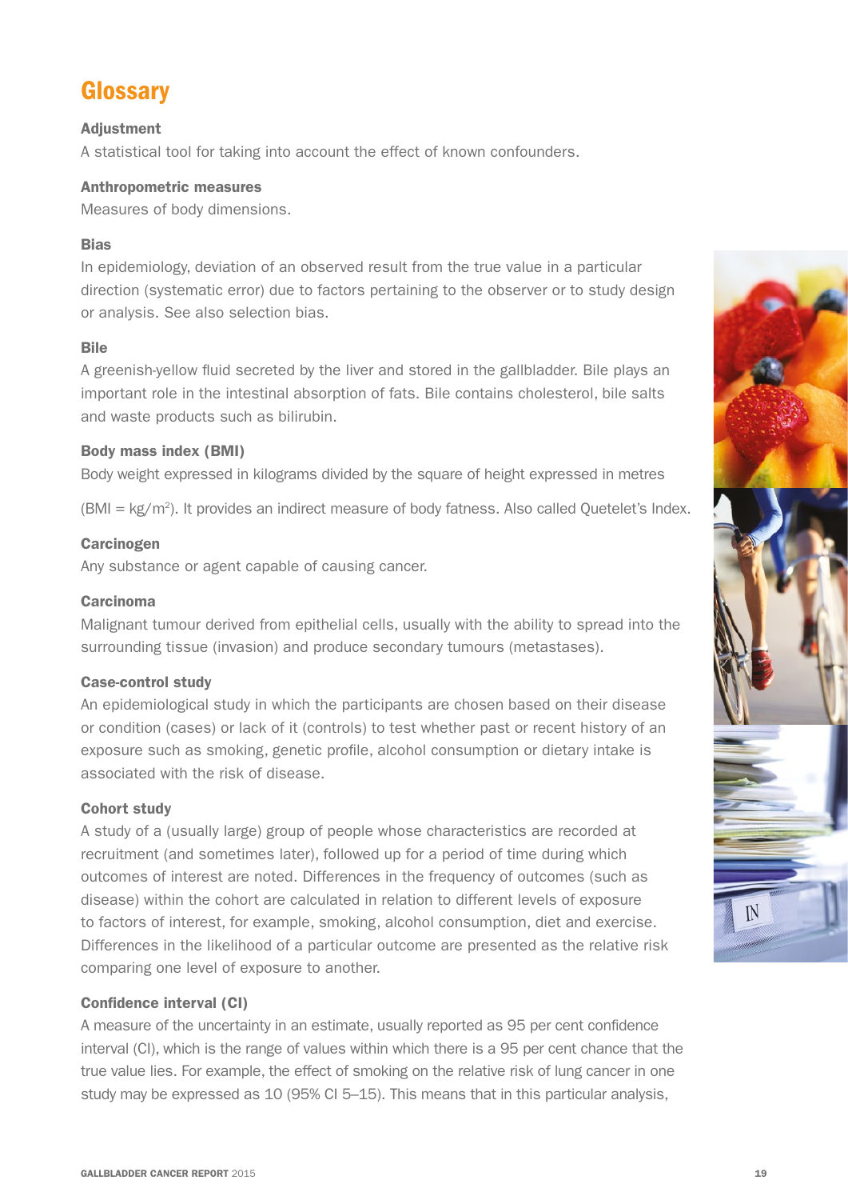# Glossary

**Adjustment**
A statistical tool for taking into account the effect of known confounders.

**Anthropometric measures**
Measures of body dimensions.

**Bias**
In epidemiology, deviation of an observed result from the true value in a particular direction (systematic error) due to factors pertaining to the observer or to study design or analysis. See also selection bias.

**Bile**
A greenish-yellow fluid secreted by the liver and stored in the gallbladder. Bile plays an important role in the intestinal absorption of fats. Bile contains cholesterol, bile salts and waste products such as bilirubin.

**Body mass index (BMI)**
Body weight expressed in kilograms divided by the square of height expressed in metres

(BMI = $kg/m^2$). It provides an indirect measure of body fatness. Also called Quetelet's Index.

**Carcinogen**
Any substance or agent capable of causing cancer.

**Carcinoma**
Malignant tumour derived from epithelial cells, usually with the ability to spread into the surrounding tissue (invasion) and produce secondary tumours (metastases).

**Case-control study**
An epidemiological study in which the participants are chosen based on their disease or condition (cases) or lack of it (controls) to test whether past or recent history of an exposure such as smoking, genetic profile, alcohol consumption or dietary intake is associated with the risk of disease.

**Cohort study**
A study of a (usually large) group of people whose characteristics are recorded at recruitment (and sometimes later), followed up for a period of time during which outcomes of interest are noted. Differences in the frequency of outcomes (such as disease) within the cohort are calculated in relation to different levels of exposure to factors of interest, for example, smoking, alcohol consumption, diet and exercise. Differences in the likelihood of a particular outcome are presented as the relative risk comparing one level of exposure to another.

**Confidence interval (CI)**
A measure of the uncertainty in an estimate, usually reported as 95 per cent confidence interval (CI), which is the range of values within which there is a 95 per cent chance that the true value lies. For example, the effect of smoking on the relative risk of lung cancer in one study may be expressed as 10 (95% CI 5–15). This means that in this particular analysis,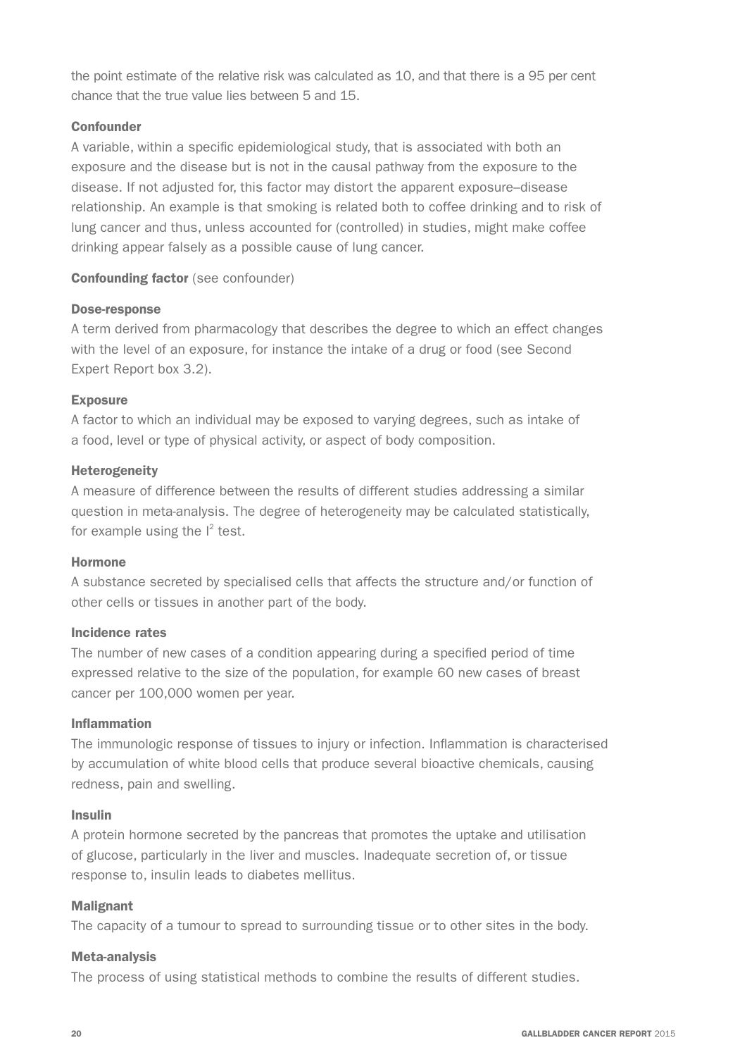the point estimate of the relative risk was calculated as 10, and that there is a 95 per cent chance that the true value lies between 5 and 15.

### Confounder

A variable, within a specific epidemiological study, that is associated with both an exposure and the disease but is not in the causal pathway from the exposure to the disease. If not adjusted for, this factor may distort the apparent exposure–disease relationship. An example is that smoking is related both to coffee drinking and to risk of lung cancer and thus, unless accounted for (controlled) in studies, might make coffee drinking appear falsely as a possible cause of lung cancer.

**Confounding factor** (see confounder)

### Dose-response

A term derived from pharmacology that describes the degree to which an effect changes with the level of an exposure, for instance the intake of a drug or food (see Second Expert Report box 3.2).

### Exposure

A factor to which an individual may be exposed to varying degrees, such as intake of a food, level or type of physical activity, or aspect of body composition.

### Heterogeneity

A measure of difference between the results of different studies addressing a similar question in meta-analysis. The degree of heterogeneity may be calculated statistically, for example using the $I^2$ test.

### Hormone

A substance secreted by specialised cells that affects the structure and/or function of other cells or tissues in another part of the body.

### Incidence rates

The number of new cases of a condition appearing during a specified period of time expressed relative to the size of the population, for example 60 new cases of breast cancer per 100,000 women per year.

### Inflammation

The immunologic response of tissues to injury or infection. Inflammation is characterised by accumulation of white blood cells that produce several bioactive chemicals, causing redness, pain and swelling.

### Insulin

A protein hormone secreted by the pancreas that promotes the uptake and utilisation of glucose, particularly in the liver and muscles. Inadequate secretion of, or tissue response to, insulin leads to diabetes mellitus.

### Malignant

The capacity of a tumour to spread to surrounding tissue or to other sites in the body.

### Meta-analysis

The process of using statistical methods to combine the results of different studies.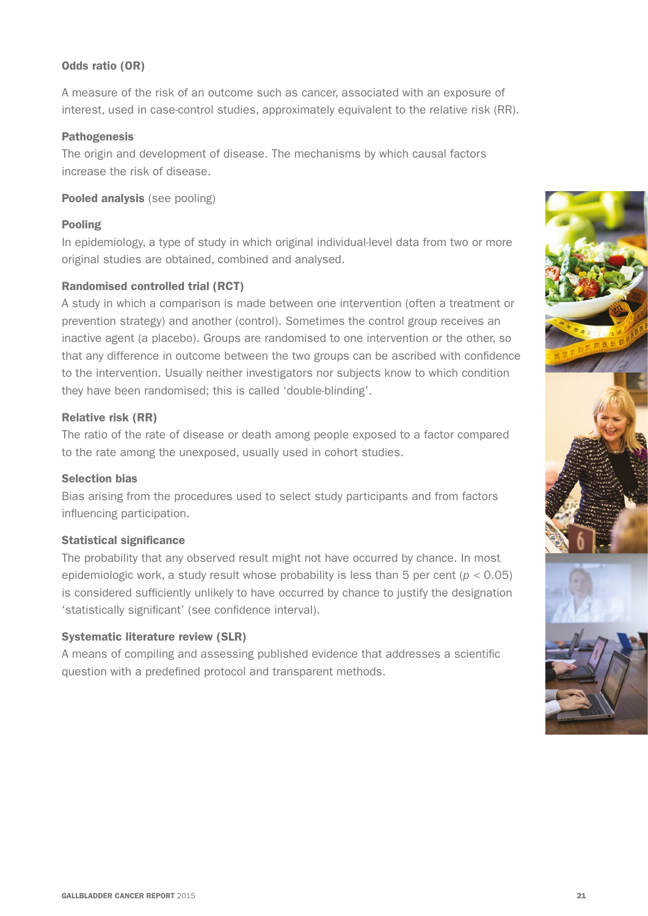**Odds ratio (OR)**

A measure of the risk of an outcome such as cancer, associated with an exposure of interest, used in case-control studies, approximately equivalent to the relative risk (RR).

**Pathogenesis**

The origin and development of disease. The mechanisms by which causal factors increase the risk of disease.

**Pooled analysis** (see pooling)

**Pooling**

In epidemiology, a type of study in which original individual-level data from two or more original studies are obtained, combined and analysed.

**Randomised controlled trial (RCT)**

A study in which a comparison is made between one intervention (often a treatment or prevention strategy) and another (control). Sometimes the control group receives an inactive agent (a placebo). Groups are randomised to one intervention or the other, so that any difference in outcome between the two groups can be ascribed with confidence to the intervention. Usually neither investigators nor subjects know to which condition they have been randomised; this is called 'double-blinding'.

**Relative risk (RR)**

The ratio of the rate of disease or death among people exposed to a factor compared to the rate among the unexposed, usually used in cohort studies.

**Selection bias**

Bias arising from the procedures used to select study participants and from factors influencing participation.

**Statistical significance**

The probability that any observed result might not have occurred by chance. In most epidemiologic work, a study result whose probability is less than 5 per cent ($p < 0.05$) is considered sufficiently unlikely to have occurred by chance to justify the designation 'statistically significant' (see confidence interval).

**Systematic literature review (SLR)**

A means of compiling and assessing published evidence that addresses a scientific question with a predefined protocol and transparent methods.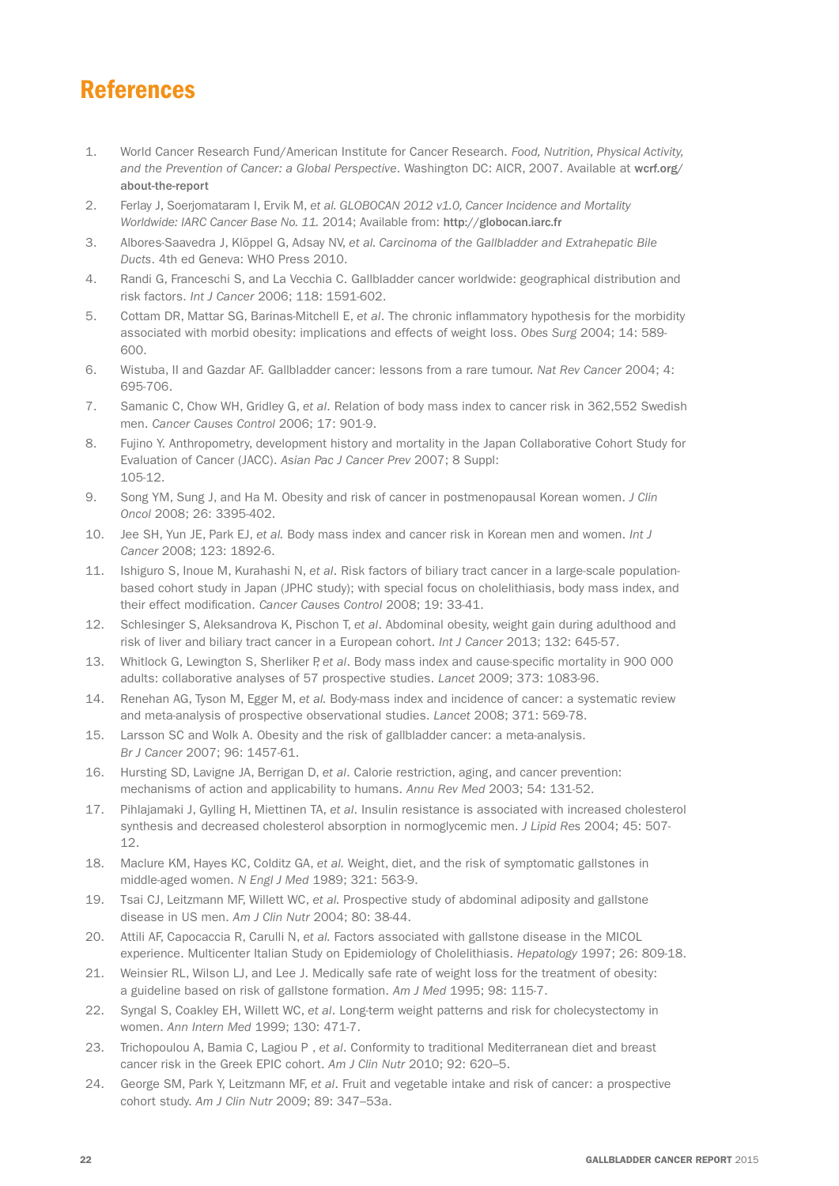# References

1. World Cancer Research Fund/American Institute for Cancer Research. *Food, Nutrition, Physical Activity, and the Prevention of Cancer: a Global Perspective*. Washington DC: AICR, 2007. Available at **wcrf.org/about-the-report**
2. Ferlay J, Soerjomataram I, Ervik M, *et al. GLOBOCAN 2012 v1.0, Cancer Incidence and Mortality Worldwide: IARC Cancer Base No. 11.* 2014; Available from: **http://globocan.iarc.fr**
3. Albores-Saavedra J, Klöppel G, Adsay NV, *et al. Carcinoma of the Gallbladder and Extrahepatic Bile Ducts*. 4th ed Geneva: WHO Press 2010.
4. Randi G, Franceschi S, and La Vecchia C. Gallbladder cancer worldwide: geographical distribution and risk factors. *Int J Cancer* 2006; 118: 1591-602.
5. Cottam DR, Mattar SG, Barinas-Mitchell E, *et al*. The chronic inflammatory hypothesis for the morbidity associated with morbid obesity: implications and effects of weight loss. *Obes Surg* 2004; 14: 589-600.
6. Wistuba, II and Gazdar AF. Gallbladder cancer: lessons from a rare tumour. *Nat Rev Cancer* 2004; 4: 695-706.
7. Samanic C, Chow WH, Gridley G, *et al*. Relation of body mass index to cancer risk in 362,552 Swedish men. *Cancer Causes Control* 2006; 17: 901-9.
8. Fujino Y. Anthropometry, development history and mortality in the Japan Collaborative Cohort Study for Evaluation of Cancer (JACC). *Asian Pac J Cancer Prev* 2007; 8 Suppl: 105-12.
9. Song YM, Sung J, and Ha M. Obesity and risk of cancer in postmenopausal Korean women. *J Clin Oncol* 2008; 26: 3395-402.
10. Jee SH, Yun JE, Park EJ, *et al.* Body mass index and cancer risk in Korean men and women. *Int J Cancer* 2008; 123: 1892-6.
11. Ishiguro S, Inoue M, Kurahashi N, *et al*. Risk factors of biliary tract cancer in a large-scale population-based cohort study in Japan (JPHC study); with special focus on cholelithiasis, body mass index, and their effect modification. *Cancer Causes Control* 2008; 19: 33-41.
12. Schlesinger S, Aleksandrova K, Pischon T, *et al*. Abdominal obesity, weight gain during adulthood and risk of liver and biliary tract cancer in a European cohort. *Int J Cancer* 2013; 132: 645-57.
13. Whitlock G, Lewington S, Sherliker P, *et al*. Body mass index and cause-specific mortality in 900 000 adults: collaborative analyses of 57 prospective studies. *Lancet* 2009; 373: 1083-96.
14. Renehan AG, Tyson M, Egger M, *et al.* Body-mass index and incidence of cancer: a systematic review and meta-analysis of prospective observational studies. *Lancet* 2008; 371: 569-78.
15. Larsson SC and Wolk A. Obesity and the risk of gallbladder cancer: a meta-analysis. *Br J Cancer* 2007; 96: 1457-61.
16. Hursting SD, Lavigne JA, Berrigan D, *et al*. Calorie restriction, aging, and cancer prevention: mechanisms of action and applicability to humans. *Annu Rev Med* 2003; 54: 131-52.
17. Pihlajamaki J, Gylling H, Miettinen TA, *et al*. Insulin resistance is associated with increased cholesterol synthesis and decreased cholesterol absorption in normoglycemic men. *J Lipid Res* 2004; 45: 507-12.
18. Maclure KM, Hayes KC, Colditz GA, *et al.* Weight, diet, and the risk of symptomatic gallstones in middle-aged women. *N Engl J Med* 1989; 321: 563-9.
19. Tsai CJ, Leitzmann MF, Willett WC, *et al.* Prospective study of abdominal adiposity and gallstone disease in US men. *Am J Clin Nutr* 2004; 80: 38-44.
20. Attili AF, Capocaccia R, Carulli N, *et al.* Factors associated with gallstone disease in the MICOL experience. Multicenter Italian Study on Epidemiology of Cholelithiasis. *Hepatology* 1997; 26: 809-18.
21. Weinsier RL, Wilson LJ, and Lee J. Medically safe rate of weight loss for the treatment of obesity: a guideline based on risk of gallstone formation. *Am J Med* 1995; 98: 115-7.
22. Syngal S, Coakley EH, Willett WC, *et al*. Long-term weight patterns and risk for cholecystectomy in women. *Ann Intern Med* 1999; 130: 471-7.
23. Trichopoulou A, Bamia C, Lagiou P , *et al*. Conformity to traditional Mediterranean diet and breast cancer risk in the Greek EPIC cohort. *Am J Clin Nutr* 2010; 92: 620–5.
24. George SM, Park Y, Leitzmann MF, *et al*. Fruit and vegetable intake and risk of cancer: a prospective cohort study. *Am J Clin Nutr* 2009; 89: 347–53a.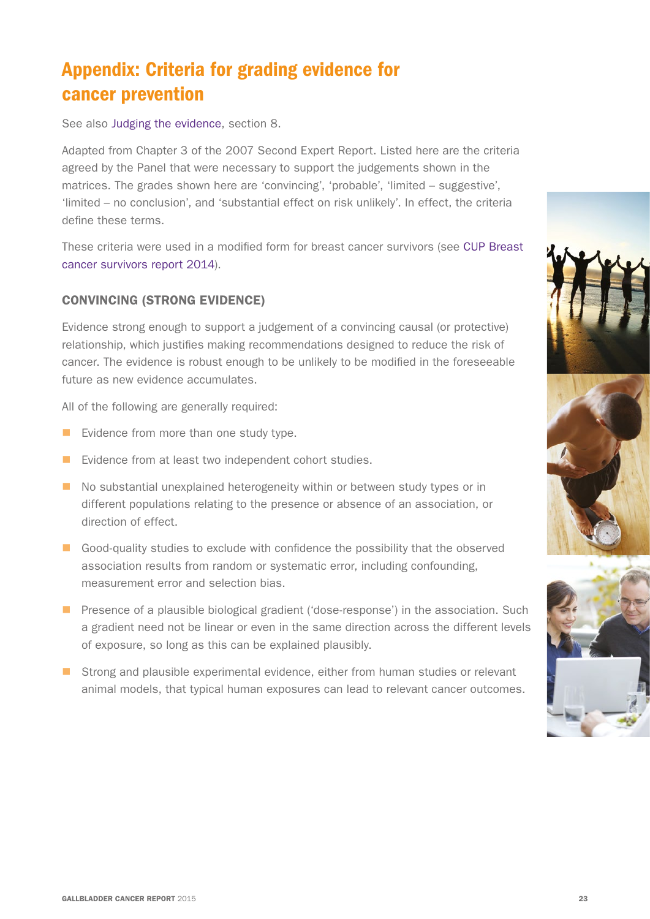# Appendix: Criteria for grading evidence for cancer prevention

See also Judging the evidence, section 8.

Adapted from Chapter 3 of the 2007 Second Expert Report. Listed here are the criteria agreed by the Panel that were necessary to support the judgements shown in the matrices. The grades shown here are 'convincing', 'probable', 'limited – suggestive', 'limited – no conclusion', and 'substantial effect on risk unlikely'. In effect, the criteria define these terms.

These criteria were used in a modified form for breast cancer survivors (see CUP Breast cancer survivors report 2014).

### CONVINCING (STRONG EVIDENCE)

Evidence strong enough to support a judgement of a convincing causal (or protective) relationship, which justifies making recommendations designed to reduce the risk of cancer. The evidence is robust enough to be unlikely to be modified in the foreseeable future as new evidence accumulates.

All of the following are generally required:

- Evidence from more than one study type.
- Evidence from at least two independent cohort studies.
- No substantial unexplained heterogeneity within or between study types or in different populations relating to the presence or absence of an association, or direction of effect.
- Good-quality studies to exclude with confidence the possibility that the observed association results from random or systematic error, including confounding, measurement error and selection bias.
- Presence of a plausible biological gradient ('dose-response') in the association. Such a gradient need not be linear or even in the same direction across the different levels of exposure, so long as this can be explained plausibly.
- Strong and plausible experimental evidence, either from human studies or relevant animal models, that typical human exposures can lead to relevant cancer outcomes.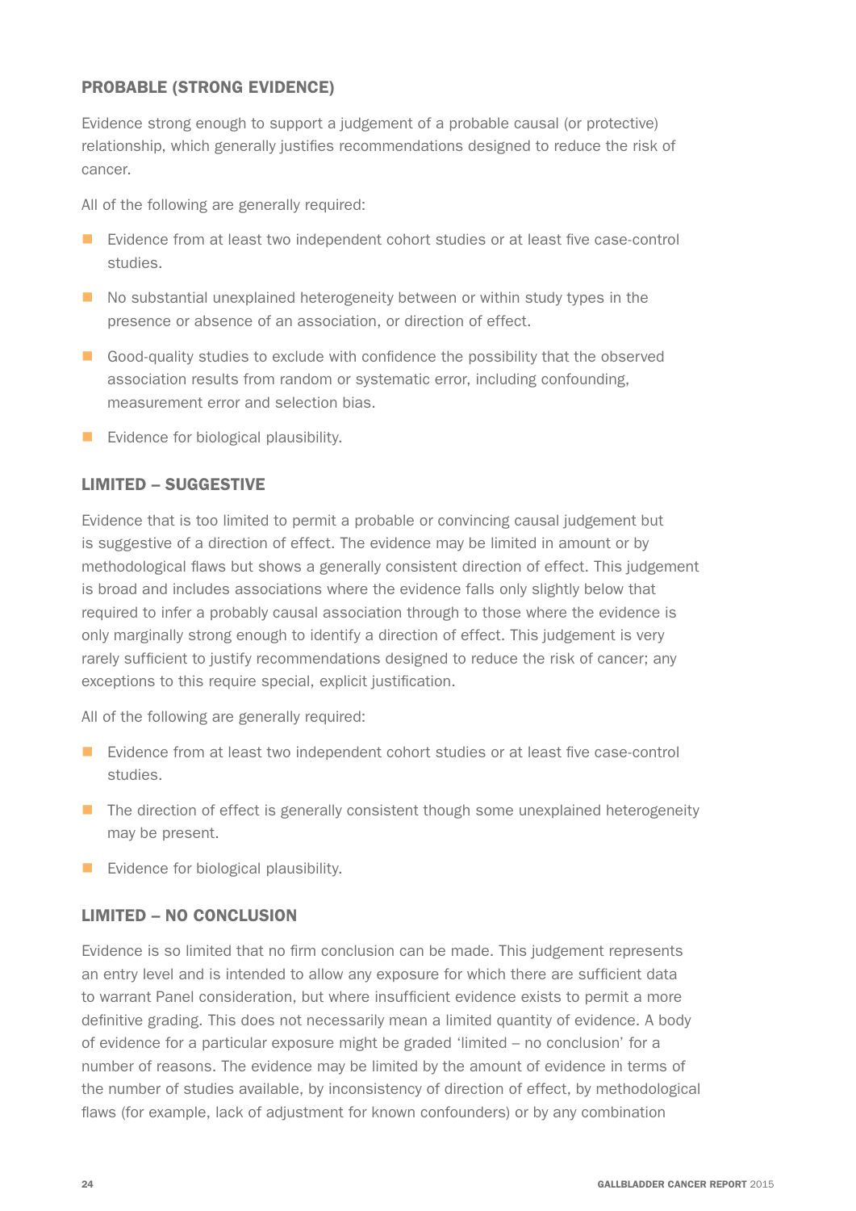### PROBABLE (STRONG EVIDENCE)

Evidence strong enough to support a judgement of a probable causal (or protective) relationship, which generally justifies recommendations designed to reduce the risk of cancer.

All of the following are generally required:

- Evidence from at least two independent cohort studies or at least five case-control studies.
- No substantial unexplained heterogeneity between or within study types in the presence or absence of an association, or direction of effect.
- Good-quality studies to exclude with confidence the possibility that the observed association results from random or systematic error, including confounding, measurement error and selection bias.
- Evidence for biological plausibility.

### LIMITED – SUGGESTIVE

Evidence that is too limited to permit a probable or convincing causal judgement but is suggestive of a direction of effect. The evidence may be limited in amount or by methodological flaws but shows a generally consistent direction of effect. This judgement is broad and includes associations where the evidence falls only slightly below that required to infer a probably causal association through to those where the evidence is only marginally strong enough to identify a direction of effect. This judgement is very rarely sufficient to justify recommendations designed to reduce the risk of cancer; any exceptions to this require special, explicit justification.

All of the following are generally required:

- Evidence from at least two independent cohort studies or at least five case-control studies.
- The direction of effect is generally consistent though some unexplained heterogeneity may be present.
- Evidence for biological plausibility.

### LIMITED – NO CONCLUSION

Evidence is so limited that no firm conclusion can be made. This judgement represents an entry level and is intended to allow any exposure for which there are sufficient data to warrant Panel consideration, but where insufficient evidence exists to permit a more definitive grading. This does not necessarily mean a limited quantity of evidence. A body of evidence for a particular exposure might be graded 'limited – no conclusion' for a number of reasons. The evidence may be limited by the amount of evidence in terms of the number of studies available, by inconsistency of direction of effect, by methodological flaws (for example, lack of adjustment for known confounders) or by any combination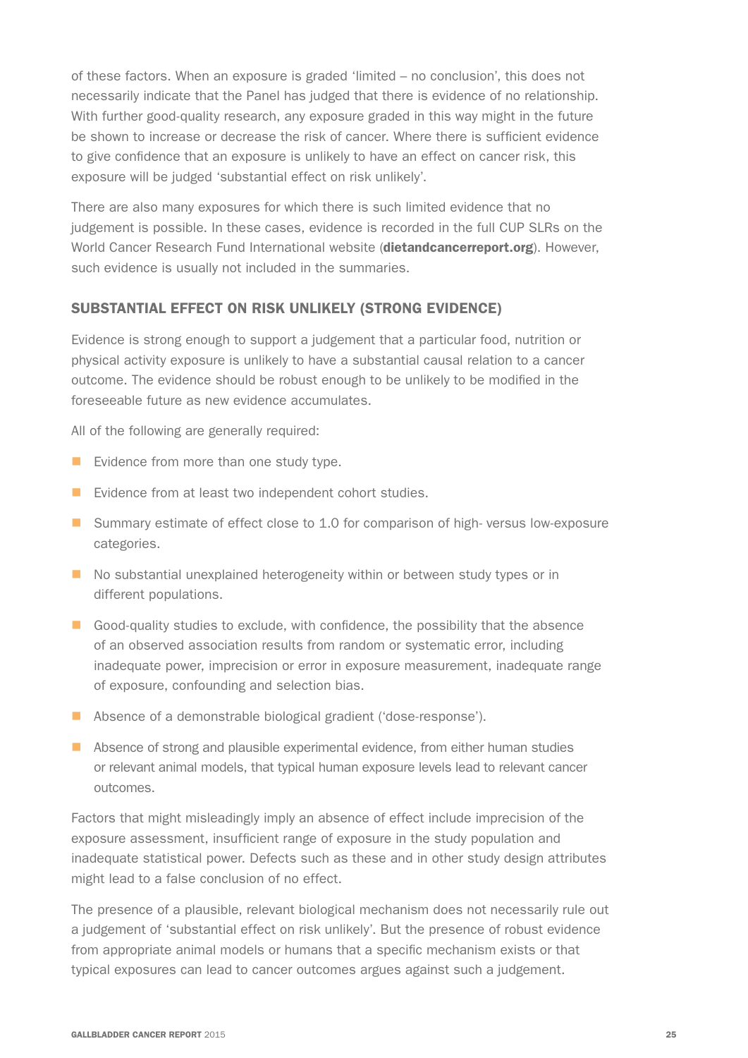of these factors. When an exposure is graded 'limited – no conclusion', this does not necessarily indicate that the Panel has judged that there is evidence of no relationship. With further good-quality research, any exposure graded in this way might in the future be shown to increase or decrease the risk of cancer. Where there is sufficient evidence to give confidence that an exposure is unlikely to have an effect on cancer risk, this exposure will be judged 'substantial effect on risk unlikely'.

There are also many exposures for which there is such limited evidence that no judgement is possible. In these cases, evidence is recorded in the full CUP SLRs on the World Cancer Research Fund International website (**dietandcancerreport.org**). However, such evidence is usually not included in the summaries.

## SUBSTANTIAL EFFECT ON RISK UNLIKELY (STRONG EVIDENCE)

Evidence is strong enough to support a judgement that a particular food, nutrition or physical activity exposure is unlikely to have a substantial causal relation to a cancer outcome. The evidence should be robust enough to be unlikely to be modified in the foreseeable future as new evidence accumulates.

All of the following are generally required:

- Evidence from more than one study type.
- Evidence from at least two independent cohort studies.
- Summary estimate of effect close to 1.0 for comparison of high- versus low-exposure categories.
- No substantial unexplained heterogeneity within or between study types or in different populations.
- Good-quality studies to exclude, with confidence, the possibility that the absence of an observed association results from random or systematic error, including inadequate power, imprecision or error in exposure measurement, inadequate range of exposure, confounding and selection bias.
- Absence of a demonstrable biological gradient ('dose-response').
- Absence of strong and plausible experimental evidence, from either human studies or relevant animal models, that typical human exposure levels lead to relevant cancer outcomes.

Factors that might misleadingly imply an absence of effect include imprecision of the exposure assessment, insufficient range of exposure in the study population and inadequate statistical power. Defects such as these and in other study design attributes might lead to a false conclusion of no effect.

The presence of a plausible, relevant biological mechanism does not necessarily rule out a judgement of 'substantial effect on risk unlikely'. But the presence of robust evidence from appropriate animal models or humans that a specific mechanism exists or that typical exposures can lead to cancer outcomes argues against such a judgement.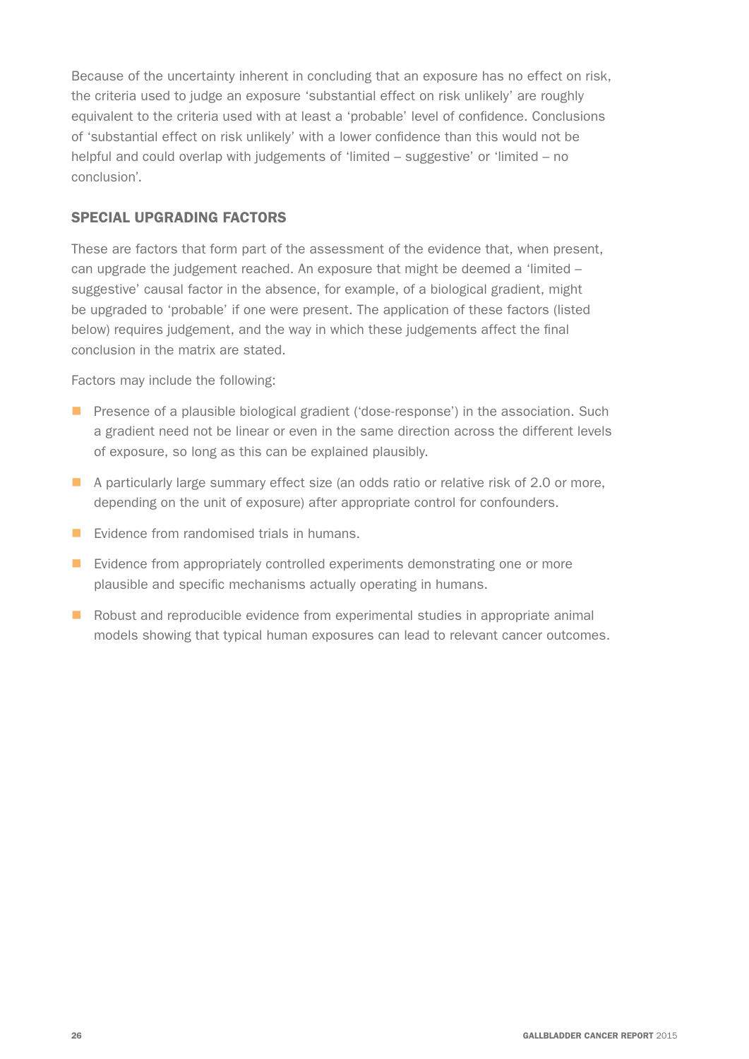Because of the uncertainty inherent in concluding that an exposure has no effect on risk, the criteria used to judge an exposure 'substantial effect on risk unlikely' are roughly equivalent to the criteria used with at least a 'probable' level of confidence. Conclusions of 'substantial effect on risk unlikely' with a lower confidence than this would not be helpful and could overlap with judgements of 'limited – suggestive' or 'limited – no conclusion'.

## SPECIAL UPGRADING FACTORS

These are factors that form part of the assessment of the evidence that, when present, can upgrade the judgement reached. An exposure that might be deemed a 'limited – suggestive' causal factor in the absence, for example, of a biological gradient, might be upgraded to 'probable' if one were present. The application of these factors (listed below) requires judgement, and the way in which these judgements affect the final conclusion in the matrix are stated.

Factors may include the following:

- Presence of a plausible biological gradient ('dose-response') in the association. Such a gradient need not be linear or even in the same direction across the different levels of exposure, so long as this can be explained plausibly.
- A particularly large summary effect size (an odds ratio or relative risk of 2.0 or more, depending on the unit of exposure) after appropriate control for confounders.
- Evidence from randomised trials in humans.
- Evidence from appropriately controlled experiments demonstrating one or more plausible and specific mechanisms actually operating in humans.
- Robust and reproducible evidence from experimental studies in appropriate animal models showing that typical human exposures can lead to relevant cancer outcomes.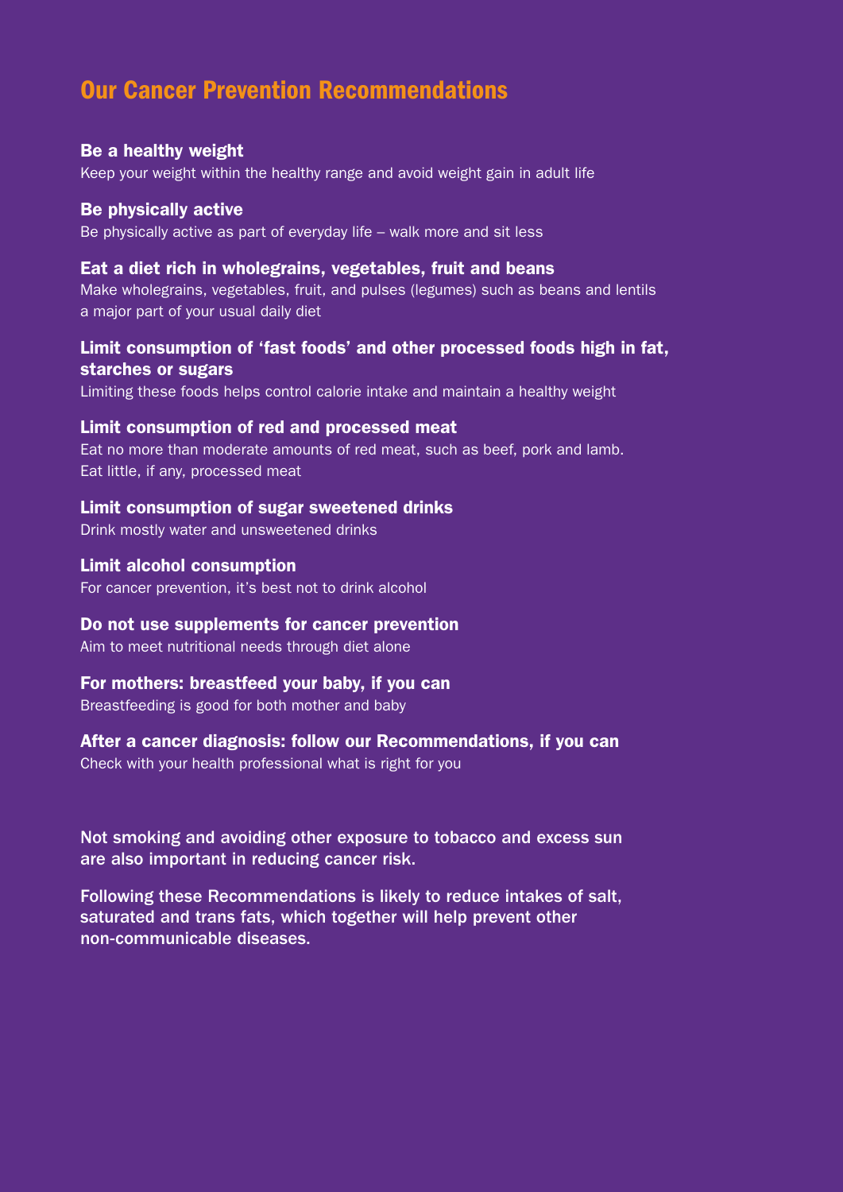# Our Cancer Prevention Recommendations

**Be a healthy weight**
Keep your weight within the healthy range and avoid weight gain in adult life

**Be physically active**
Be physically active as part of everyday life – walk more and sit less

**Eat a diet rich in wholegrains, vegetables, fruit and beans**
Make wholegrains, vegetables, fruit, and pulses (legumes) such as beans and lentils a major part of your usual daily diet

**Limit consumption of 'fast foods' and other processed foods high in fat, starches or sugars**
Limiting these foods helps control calorie intake and maintain a healthy weight

**Limit consumption of red and processed meat**
Eat no more than moderate amounts of red meat, such as beef, pork and lamb. Eat little, if any, processed meat

**Limit consumption of sugar sweetened drinks**
Drink mostly water and unsweetened drinks

**Limit alcohol consumption**
For cancer prevention, it's best not to drink alcohol

**Do not use supplements for cancer prevention**
Aim to meet nutritional needs through diet alone

**For mothers: breastfeed your baby, if you can**
Breastfeeding is good for both mother and baby

**After a cancer diagnosis: follow our Recommendations, if you can**
Check with your health professional what is right for you

Not smoking and avoiding other exposure to tobacco and excess sun are also important in reducing cancer risk.

Following these Recommendations is likely to reduce intakes of salt, saturated and trans fats, which together will help prevent other non-communicable diseases.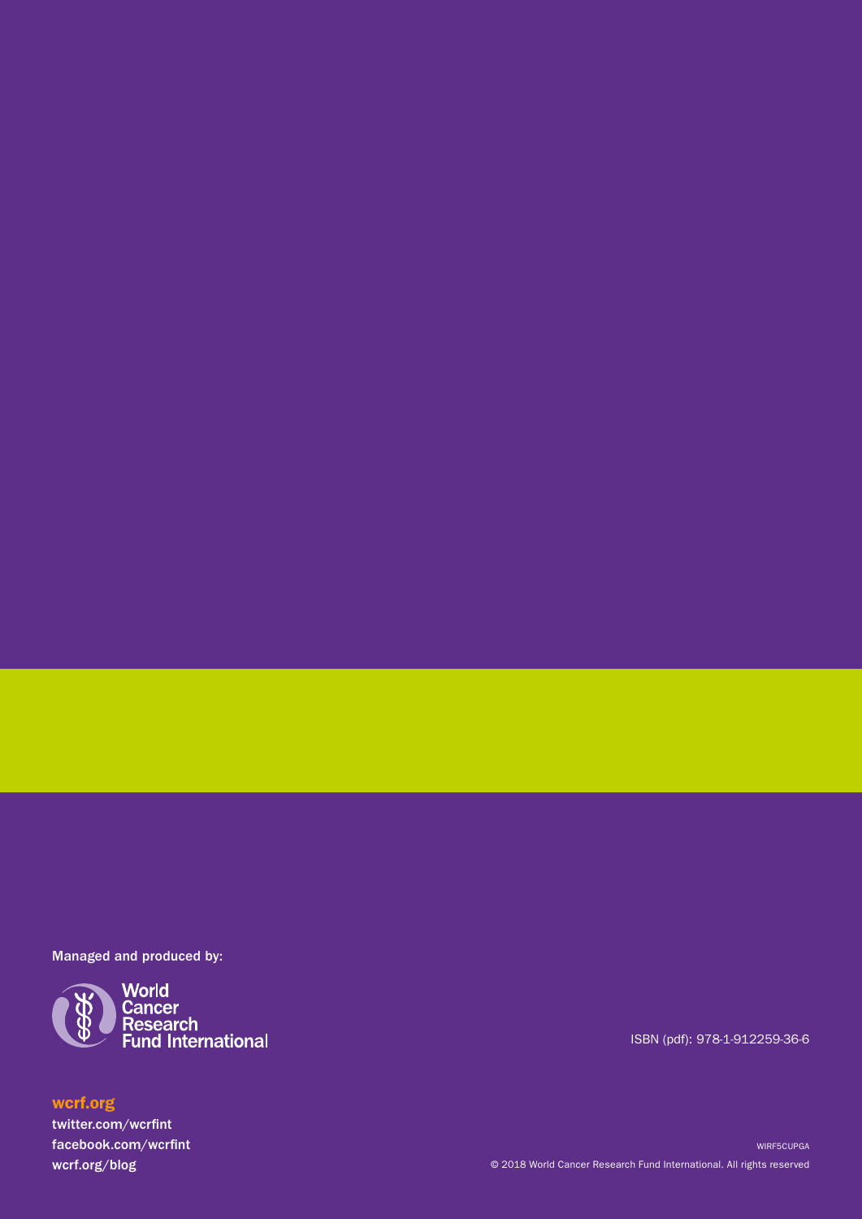Managed and produced by:

World Cancer Research Fund International

ISBN (pdf): 978-1-912259-36-6

**wcrf.org**

twitter.com/wcrfint

facebook.com/wcrfint

wcrf.org/blog

WIRF5CUPGA

© 2018 World Cancer Research Fund International. All rights reserved